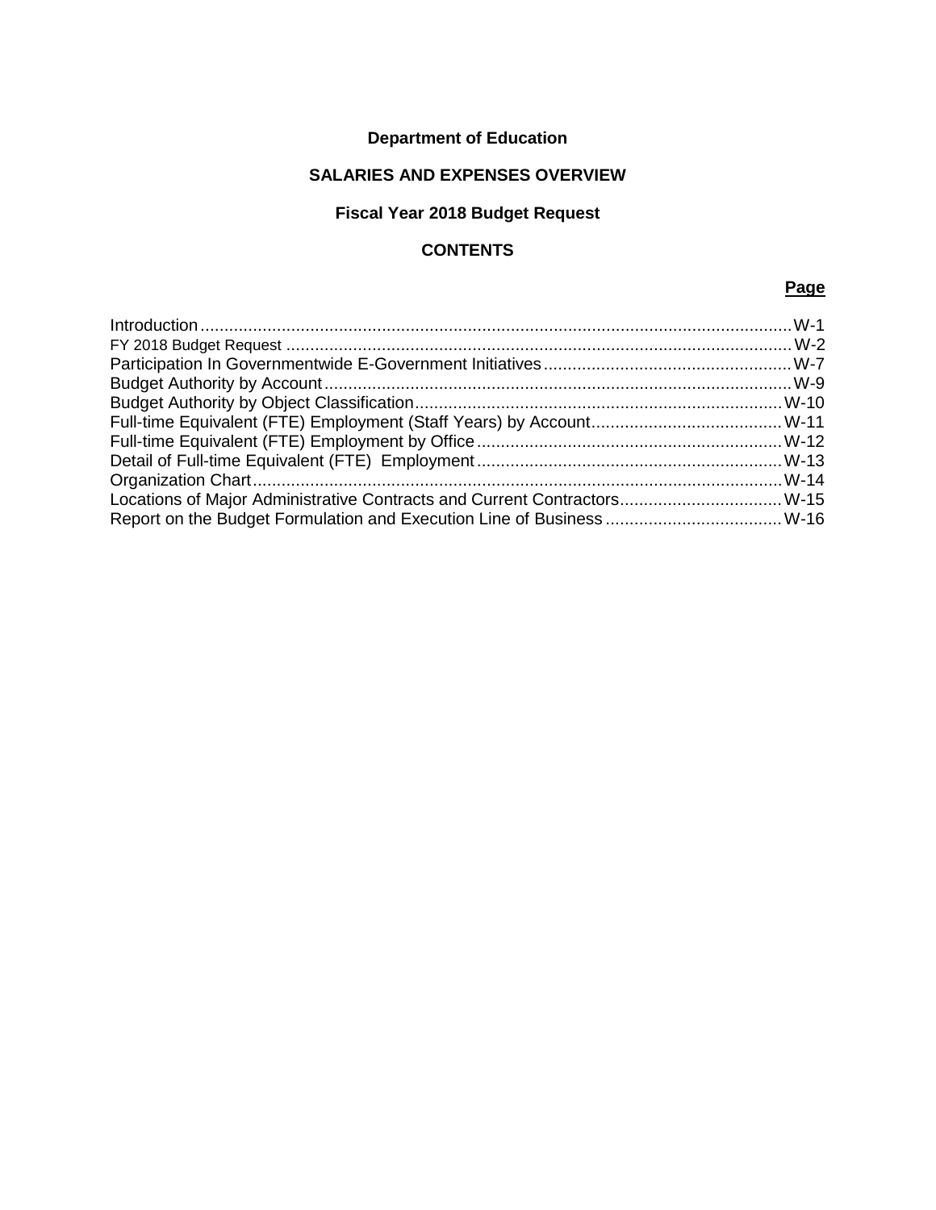# Department of Education

## SALARIES AND EXPENSES OVERVIEW

## Fiscal Year 2018 Budget Request

## CONTENTS

| | Page |
|---|---|
| Introduction | W-1 |
| FY 2018 Budget Request | W-2 |
| Participation In Governmentwide E-Government Initiatives | W-7 |
| Budget Authority by Account | W-9 |
| Budget Authority by Object Classification | W-10 |
| Full-time Equivalent (FTE) Employment (Staff Years) by Account | W-11 |
| Full-time Equivalent (FTE) Employment by Office | W-12 |
| Detail of Full-time Equivalent (FTE) Employment | W-13 |
| Organization Chart | W-14 |
| Locations of Major Administrative Contracts and Current Contractors | W-15 |
| Report on the Budget Formulation and Execution Line of Business | W-16 |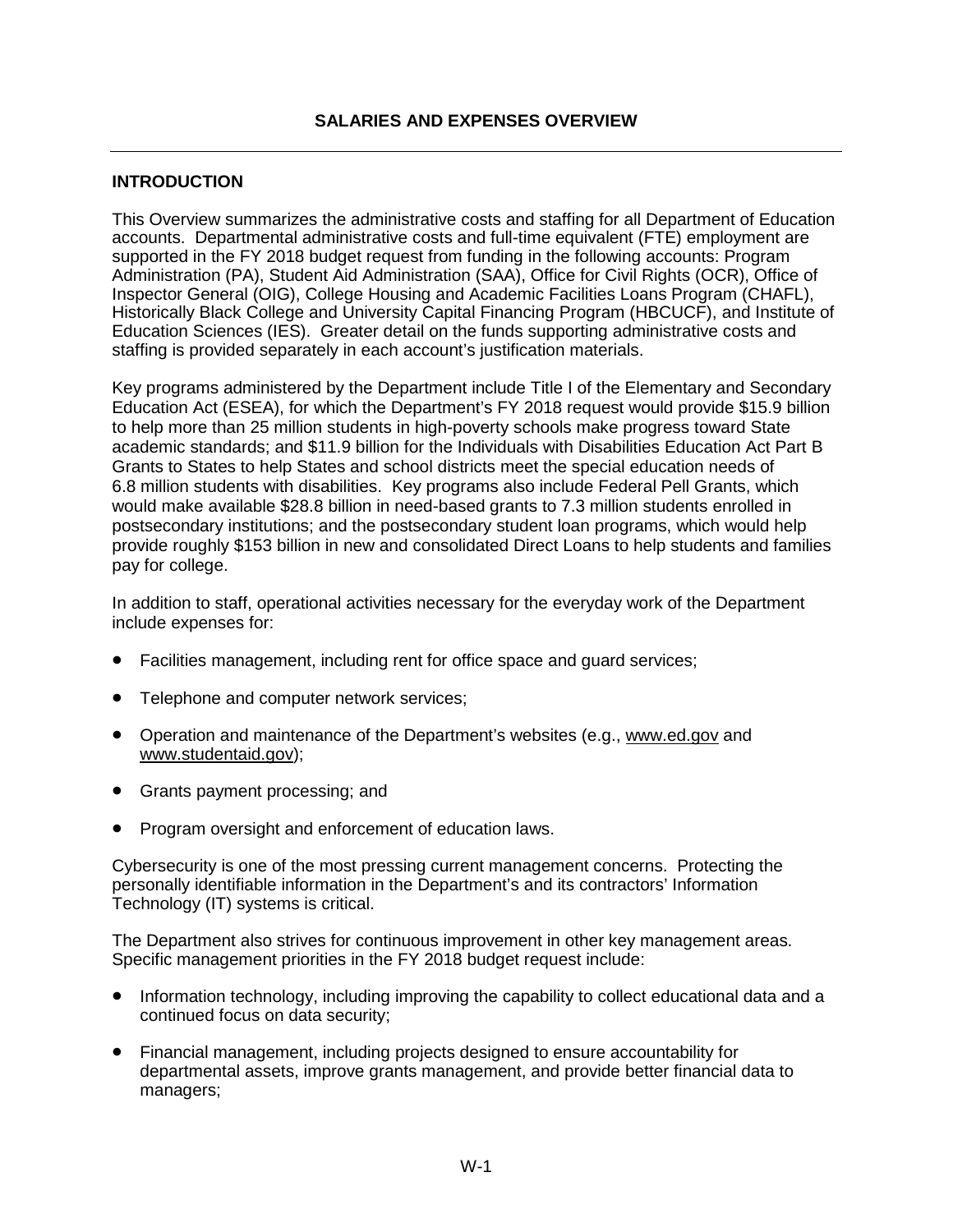# SALARIES AND EXPENSES OVERVIEW

## INTRODUCTION

This Overview summarizes the administrative costs and staffing for all Department of Education accounts. Departmental administrative costs and full-time equivalent (FTE) employment are supported in the FY 2018 budget request from funding in the following accounts: Program Administration (PA), Student Aid Administration (SAA), Office for Civil Rights (OCR), Office of Inspector General (OIG), College Housing and Academic Facilities Loans Program (CHAFL), Historically Black College and University Capital Financing Program (HBCUCF), and Institute of Education Sciences (IES). Greater detail on the funds supporting administrative costs and staffing is provided separately in each account's justification materials.

Key programs administered by the Department include Title I of the Elementary and Secondary Education Act (ESEA), for which the Department's FY 2018 request would provide $15.9 billion to help more than 25 million students in high-poverty schools make progress toward State academic standards; and $11.9 billion for the Individuals with Disabilities Education Act Part B Grants to States to help States and school districts meet the special education needs of 6.8 million students with disabilities. Key programs also include Federal Pell Grants, which would make available $28.8 billion in need-based grants to 7.3 million students enrolled in postsecondary institutions; and the postsecondary student loan programs, which would help provide roughly $153 billion in new and consolidated Direct Loans to help students and families pay for college.

In addition to staff, operational activities necessary for the everyday work of the Department include expenses for:

- Facilities management, including rent for office space and guard services;
- Telephone and computer network services;
- Operation and maintenance of the Department's websites (e.g., www.ed.gov and www.studentaid.gov);
- Grants payment processing; and
- Program oversight and enforcement of education laws.

Cybersecurity is one of the most pressing current management concerns. Protecting the personally identifiable information in the Department's and its contractors' Information Technology (IT) systems is critical.

The Department also strives for continuous improvement in other key management areas. Specific management priorities in the FY 2018 budget request include:

- Information technology, including improving the capability to collect educational data and a continued focus on data security;
- Financial management, including projects designed to ensure accountability for departmental assets, improve grants management, and provide better financial data to managers;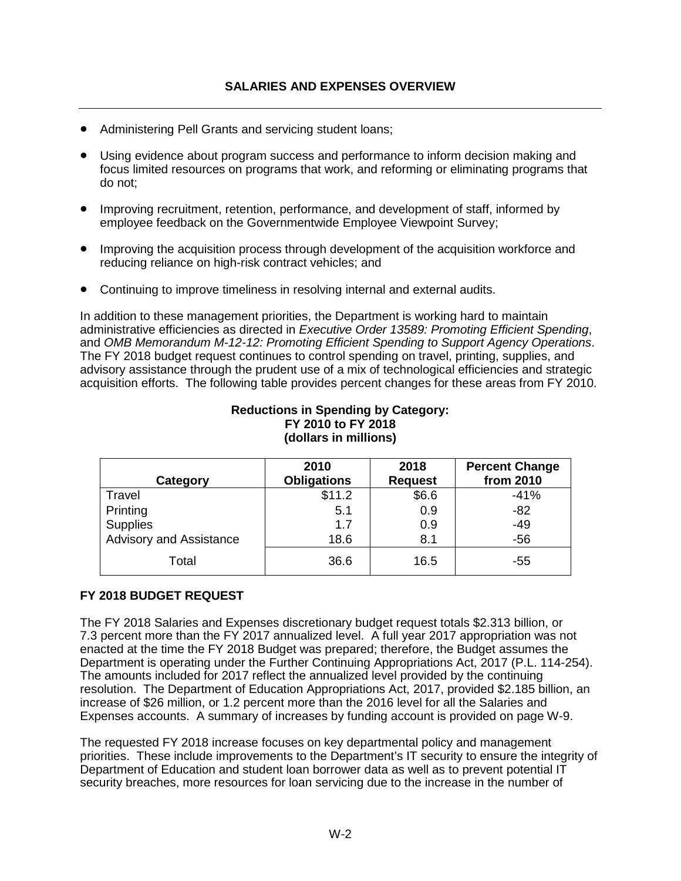## SALARIES AND EXPENSES OVERVIEW

- Administering Pell Grants and servicing student loans;
- Using evidence about program success and performance to inform decision making and focus limited resources on programs that work, and reforming or eliminating programs that do not;
- Improving recruitment, retention, performance, and development of staff, informed by employee feedback on the Governmentwide Employee Viewpoint Survey;
- Improving the acquisition process through development of the acquisition workforce and reducing reliance on high-risk contract vehicles; and
- Continuing to improve timeliness in resolving internal and external audits.

In addition to these management priorities, the Department is working hard to maintain administrative efficiencies as directed in *Executive Order 13589: Promoting Efficient Spending*, and *OMB Memorandum M-12-12: Promoting Efficient Spending to Support Agency Operations*. The FY 2018 budget request continues to control spending on travel, printing, supplies, and advisory assistance through the prudent use of a mix of technological efficiencies and strategic acquisition efforts. The following table provides percent changes for these areas from FY 2010.

**Reductions in Spending by Category: FY 2010 to FY 2018 (dollars in millions)**

| Category | 2010 Obligations | 2018 Request | Percent Change from 2010 |
|---|---|---|---|
| Travel | $11.2 | $6.6 | -41% |
| Printing | 5.1 | 0.9 | -82 |
| Supplies | 1.7 | 0.9 | -49 |
| Advisory and Assistance | 18.6 | 8.1 | -56 |
| Total | 36.6 | 16.5 | -55 |

### FY 2018 BUDGET REQUEST

The FY 2018 Salaries and Expenses discretionary budget request totals $2.313 billion, or 7.3 percent more than the FY 2017 annualized level. A full year 2017 appropriation was not enacted at the time the FY 2018 Budget was prepared; therefore, the Budget assumes the Department is operating under the Further Continuing Appropriations Act, 2017 (P.L. 114-254). The amounts included for 2017 reflect the annualized level provided by the continuing resolution. The Department of Education Appropriations Act, 2017, provided $2.185 billion, an increase of $26 million, or 1.2 percent more than the 2016 level for all the Salaries and Expenses accounts. A summary of increases by funding account is provided on page W-9.

The requested FY 2018 increase focuses on key departmental policy and management priorities. These include improvements to the Department's IT security to ensure the integrity of Department of Education and student loan borrower data as well as to prevent potential IT security breaches, more resources for loan servicing due to the increase in the number of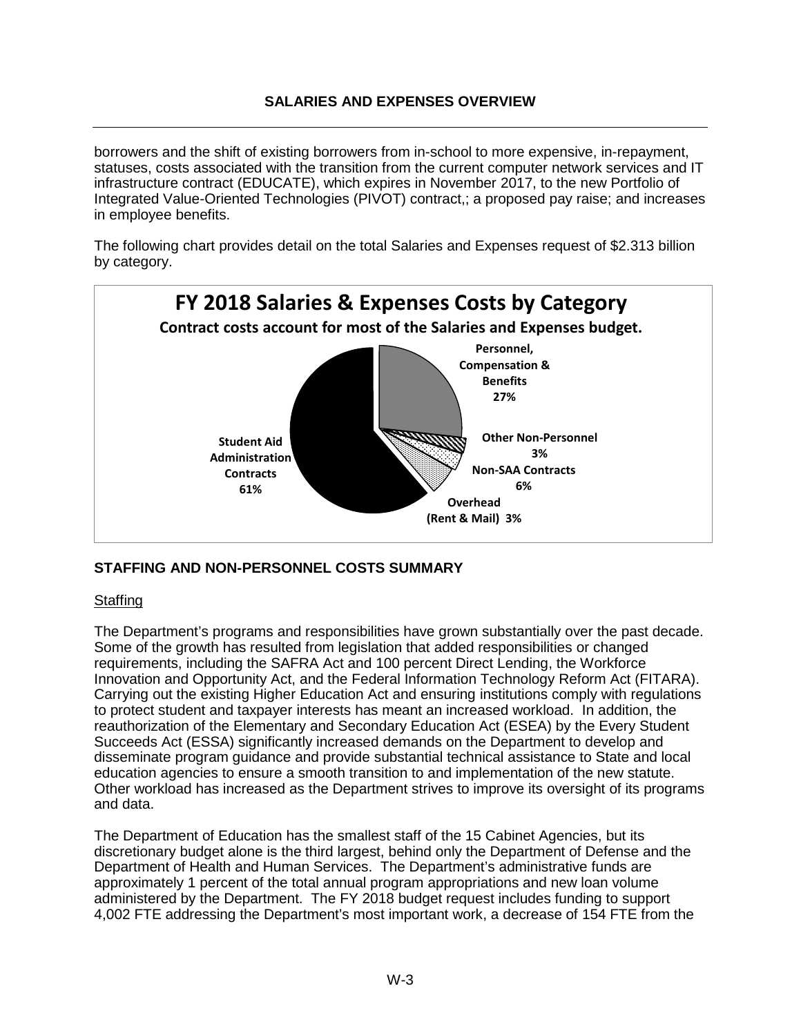borrowers and the shift of existing borrowers from in-school to more expensive, in-repayment, statuses, costs associated with the transition from the current computer network services and IT infrastructure contract (EDUCATE), which expires in November 2017, to the new Portfolio of Integrated Value-Oriented Technologies (PIVOT) contract,; a proposed pay raise; and increases in employee benefits.

The following chart provides detail on the total Salaries and Expenses request of $2.313 billion by category.

**FY 2018 Salaries & Expenses Costs by Category**

**Contract costs account for most of the Salaries and Expenses budget.**

- Personnel, Compensation & Benefits 27%
- Other Non-Personnel 3%
- Non-SAA Contracts 6%
- Overhead (Rent & Mail) 3%
- Student Aid Administration Contracts 61%

## STAFFING AND NON-PERSONNEL COSTS SUMMARY

### Staffing

The Department's programs and responsibilities have grown substantially over the past decade. Some of the growth has resulted from legislation that added responsibilities or changed requirements, including the SAFRA Act and 100 percent Direct Lending, the Workforce Innovation and Opportunity Act, and the Federal Information Technology Reform Act (FITARA). Carrying out the existing Higher Education Act and ensuring institutions comply with regulations to protect student and taxpayer interests has meant an increased workload. In addition, the reauthorization of the Elementary and Secondary Education Act (ESEA) by the Every Student Succeeds Act (ESSA) significantly increased demands on the Department to develop and disseminate program guidance and provide substantial technical assistance to State and local education agencies to ensure a smooth transition to and implementation of the new statute. Other workload has increased as the Department strives to improve its oversight of its programs and data.

The Department of Education has the smallest staff of the 15 Cabinet Agencies, but its discretionary budget alone is the third largest, behind only the Department of Defense and the Department of Health and Human Services. The Department's administrative funds are approximately 1 percent of the total annual program appropriations and new loan volume administered by the Department. The FY 2018 budget request includes funding to support 4,002 FTE addressing the Department's most important work, a decrease of 154 FTE from the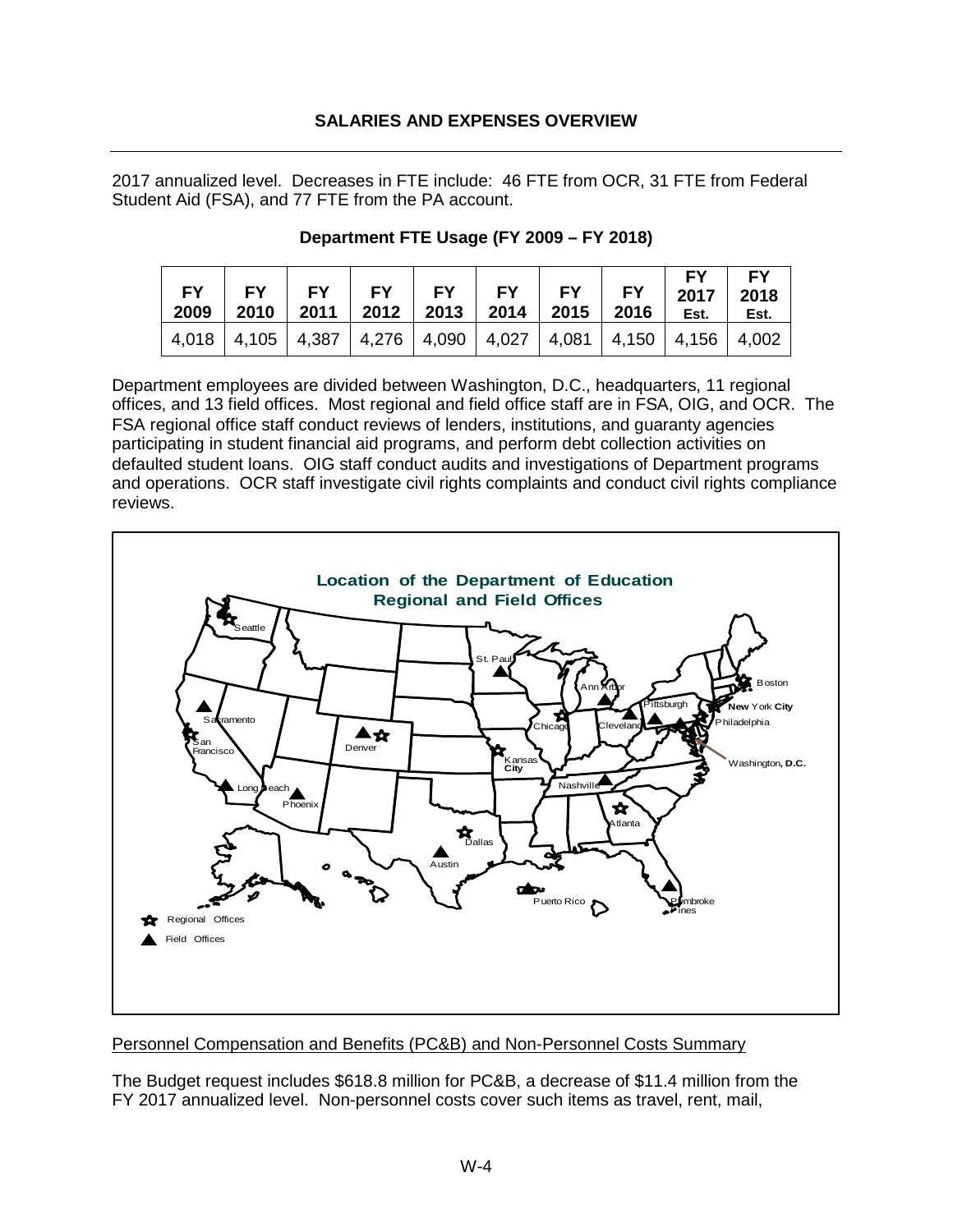2017 annualized level. Decreases in FTE include: 46 FTE from OCR, 31 FTE from Federal Student Aid (FSA), and 77 FTE from the PA account.

**Department FTE Usage (FY 2009 – FY 2018)**

| FY 2009 | FY 2010 | FY 2011 | FY 2012 | FY 2013 | FY 2014 | FY 2015 | FY 2016 | FY 2017 Est. | FY 2018 Est. |
|---|---|---|---|---|---|---|---|---|---|
| 4,018 | 4,105 | 4,387 | 4,276 | 4,090 | 4,027 | 4,081 | 4,150 | 4,156 | 4,002 |

Department employees are divided between Washington, D.C., headquarters, 11 regional offices, and 13 field offices. Most regional and field office staff are in FSA, OIG, and OCR. The FSA regional office staff conduct reviews of lenders, institutions, and guaranty agencies participating in student financial aid programs, and perform debt collection activities on defaulted student loans. OIG staff conduct audits and investigations of Department programs and operations. OCR staff investigate civil rights complaints and conduct civil rights compliance reviews.

**Location of the Department of Education Regional and Field Offices**

Seattle, Sacramento, San Francisco, Long Beach, Phoenix, Denver, Dallas, Austin, St. Paul, Kansas City, Chicago, Ann Arbor, Cleveland, Pittsburgh, Nashville, Atlanta, Boston, New York City, Philadelphia, Washington, D.C., Puerto Rico, Pembroke Pines

Regional Offices

Field Offices

Personnel Compensation and Benefits (PC&B) and Non-Personnel Costs Summary

The Budget request includes $618.8 million for PC&B, a decrease of $11.4 million from the FY 2017 annualized level. Non-personnel costs cover such items as travel, rent, mail,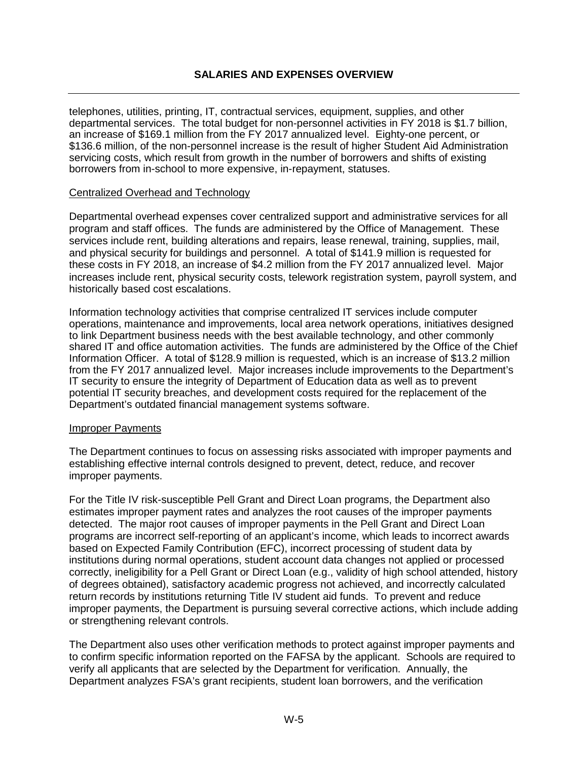telephones, utilities, printing, IT, contractual services, equipment, supplies, and other departmental services. The total budget for non-personnel activities in FY 2018 is $1.7 billion, an increase of $169.1 million from the FY 2017 annualized level. Eighty-one percent, or $136.6 million, of the non-personnel increase is the result of higher Student Aid Administration servicing costs, which result from growth in the number of borrowers and shifts of existing borrowers from in-school to more expensive, in-repayment, statuses.

<u>Centralized Overhead and Technology</u>

Departmental overhead expenses cover centralized support and administrative services for all program and staff offices. The funds are administered by the Office of Management. These services include rent, building alterations and repairs, lease renewal, training, supplies, mail, and physical security for buildings and personnel. A total of $141.9 million is requested for these costs in FY 2018, an increase of $4.2 million from the FY 2017 annualized level. Major increases include rent, physical security costs, telework registration system, payroll system, and historically based cost escalations.

Information technology activities that comprise centralized IT services include computer operations, maintenance and improvements, local area network operations, initiatives designed to link Department business needs with the best available technology, and other commonly shared IT and office automation activities. The funds are administered by the Office of the Chief Information Officer. A total of $128.9 million is requested, which is an increase of $13.2 million from the FY 2017 annualized level. Major increases include improvements to the Department's IT security to ensure the integrity of Department of Education data as well as to prevent potential IT security breaches, and development costs required for the replacement of the Department's outdated financial management systems software.

<u>Improper Payments</u>

The Department continues to focus on assessing risks associated with improper payments and establishing effective internal controls designed to prevent, detect, reduce, and recover improper payments.

For the Title IV risk-susceptible Pell Grant and Direct Loan programs, the Department also estimates improper payment rates and analyzes the root causes of the improper payments detected. The major root causes of improper payments in the Pell Grant and Direct Loan programs are incorrect self-reporting of an applicant's income, which leads to incorrect awards based on Expected Family Contribution (EFC), incorrect processing of student data by institutions during normal operations, student account data changes not applied or processed correctly, ineligibility for a Pell Grant or Direct Loan (e.g., validity of high school attended, history of degrees obtained), satisfactory academic progress not achieved, and incorrectly calculated return records by institutions returning Title IV student aid funds. To prevent and reduce improper payments, the Department is pursuing several corrective actions, which include adding or strengthening relevant controls.

The Department also uses other verification methods to protect against improper payments and to confirm specific information reported on the FAFSA by the applicant. Schools are required to verify all applicants that are selected by the Department for verification. Annually, the Department analyzes FSA's grant recipients, student loan borrowers, and the verification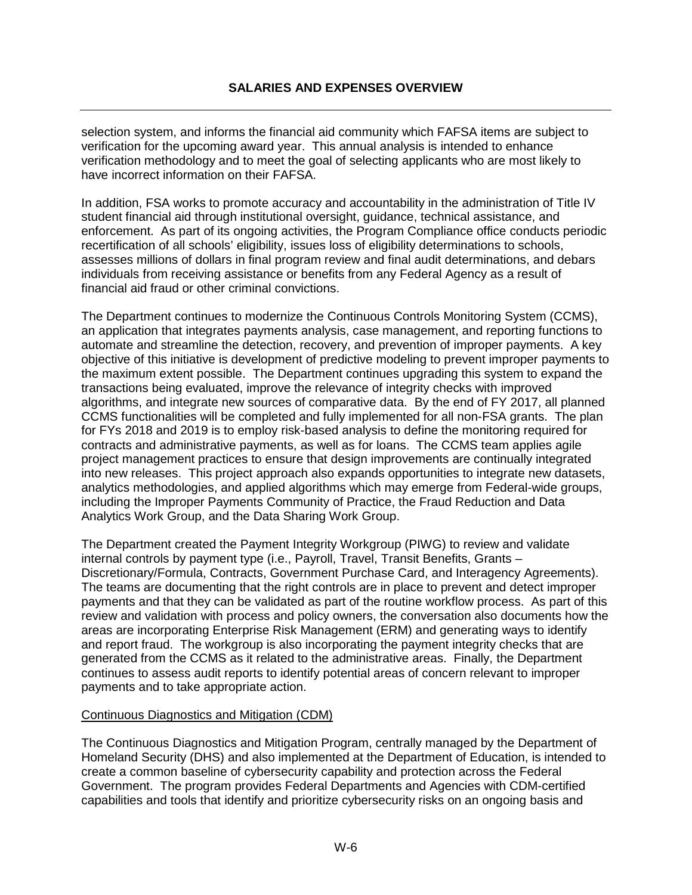selection system, and informs the financial aid community which FAFSA items are subject to verification for the upcoming award year. This annual analysis is intended to enhance verification methodology and to meet the goal of selecting applicants who are most likely to have incorrect information on their FAFSA.

In addition, FSA works to promote accuracy and accountability in the administration of Title IV student financial aid through institutional oversight, guidance, technical assistance, and enforcement. As part of its ongoing activities, the Program Compliance office conducts periodic recertification of all schools' eligibility, issues loss of eligibility determinations to schools, assesses millions of dollars in final program review and final audit determinations, and debars individuals from receiving assistance or benefits from any Federal Agency as a result of financial aid fraud or other criminal convictions.

The Department continues to modernize the Continuous Controls Monitoring System (CCMS), an application that integrates payments analysis, case management, and reporting functions to automate and streamline the detection, recovery, and prevention of improper payments. A key objective of this initiative is development of predictive modeling to prevent improper payments to the maximum extent possible. The Department continues upgrading this system to expand the transactions being evaluated, improve the relevance of integrity checks with improved algorithms, and integrate new sources of comparative data. By the end of FY 2017, all planned CCMS functionalities will be completed and fully implemented for all non-FSA grants. The plan for FYs 2018 and 2019 is to employ risk-based analysis to define the monitoring required for contracts and administrative payments, as well as for loans. The CCMS team applies agile project management practices to ensure that design improvements are continually integrated into new releases. This project approach also expands opportunities to integrate new datasets, analytics methodologies, and applied algorithms which may emerge from Federal-wide groups, including the Improper Payments Community of Practice, the Fraud Reduction and Data Analytics Work Group, and the Data Sharing Work Group.

The Department created the Payment Integrity Workgroup (PIWG) to review and validate internal controls by payment type (i.e., Payroll, Travel, Transit Benefits, Grants – Discretionary/Formula, Contracts, Government Purchase Card, and Interagency Agreements). The teams are documenting that the right controls are in place to prevent and detect improper payments and that they can be validated as part of the routine workflow process. As part of this review and validation with process and policy owners, the conversation also documents how the areas are incorporating Enterprise Risk Management (ERM) and generating ways to identify and report fraud. The workgroup is also incorporating the payment integrity checks that are generated from the CCMS as it related to the administrative areas. Finally, the Department continues to assess audit reports to identify potential areas of concern relevant to improper payments and to take appropriate action.

Continuous Diagnostics and Mitigation (CDM)

The Continuous Diagnostics and Mitigation Program, centrally managed by the Department of Homeland Security (DHS) and also implemented at the Department of Education, is intended to create a common baseline of cybersecurity capability and protection across the Federal Government. The program provides Federal Departments and Agencies with CDM-certified capabilities and tools that identify and prioritize cybersecurity risks on an ongoing basis and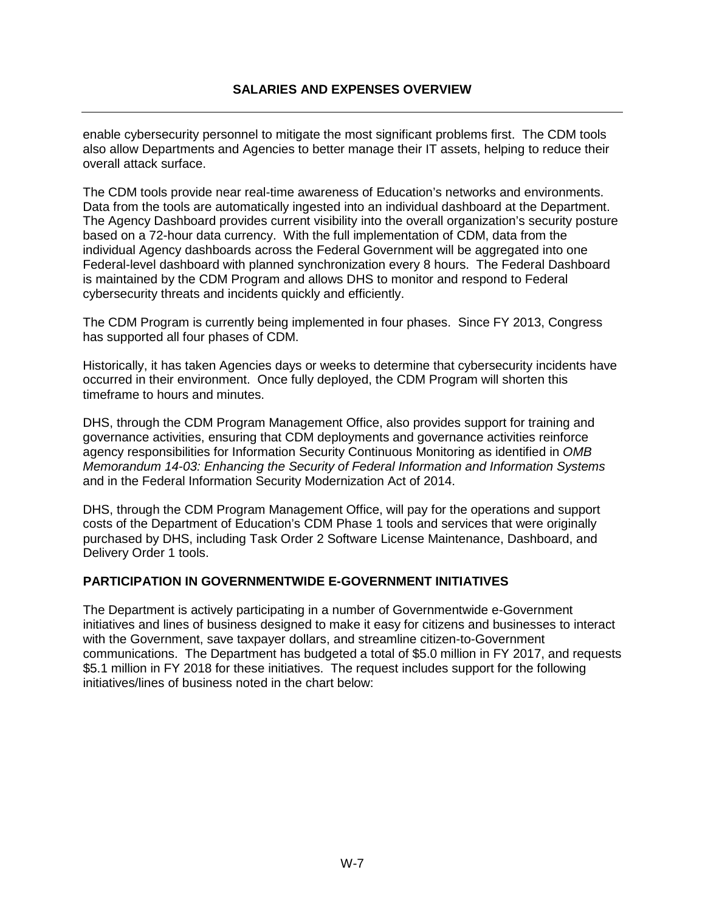enable cybersecurity personnel to mitigate the most significant problems first. The CDM tools also allow Departments and Agencies to better manage their IT assets, helping to reduce their overall attack surface.

The CDM tools provide near real-time awareness of Education's networks and environments. Data from the tools are automatically ingested into an individual dashboard at the Department. The Agency Dashboard provides current visibility into the overall organization's security posture based on a 72-hour data currency. With the full implementation of CDM, data from the individual Agency dashboards across the Federal Government will be aggregated into one Federal-level dashboard with planned synchronization every 8 hours. The Federal Dashboard is maintained by the CDM Program and allows DHS to monitor and respond to Federal cybersecurity threats and incidents quickly and efficiently.

The CDM Program is currently being implemented in four phases. Since FY 2013, Congress has supported all four phases of CDM.

Historically, it has taken Agencies days or weeks to determine that cybersecurity incidents have occurred in their environment. Once fully deployed, the CDM Program will shorten this timeframe to hours and minutes.

DHS, through the CDM Program Management Office, also provides support for training and governance activities, ensuring that CDM deployments and governance activities reinforce agency responsibilities for Information Security Continuous Monitoring as identified in *OMB Memorandum 14-03: Enhancing the Security of Federal Information and Information Systems* and in the Federal Information Security Modernization Act of 2014.

DHS, through the CDM Program Management Office, will pay for the operations and support costs of the Department of Education's CDM Phase 1 tools and services that were originally purchased by DHS, including Task Order 2 Software License Maintenance, Dashboard, and Delivery Order 1 tools.

## PARTICIPATION IN GOVERNMENTWIDE E-GOVERNMENT INITIATIVES

The Department is actively participating in a number of Governmentwide e-Government initiatives and lines of business designed to make it easy for citizens and businesses to interact with the Government, save taxpayer dollars, and streamline citizen-to-Government communications. The Department has budgeted a total of $5.0 million in FY 2017, and requests $5.1 million in FY 2018 for these initiatives. The request includes support for the following initiatives/lines of business noted in the chart below: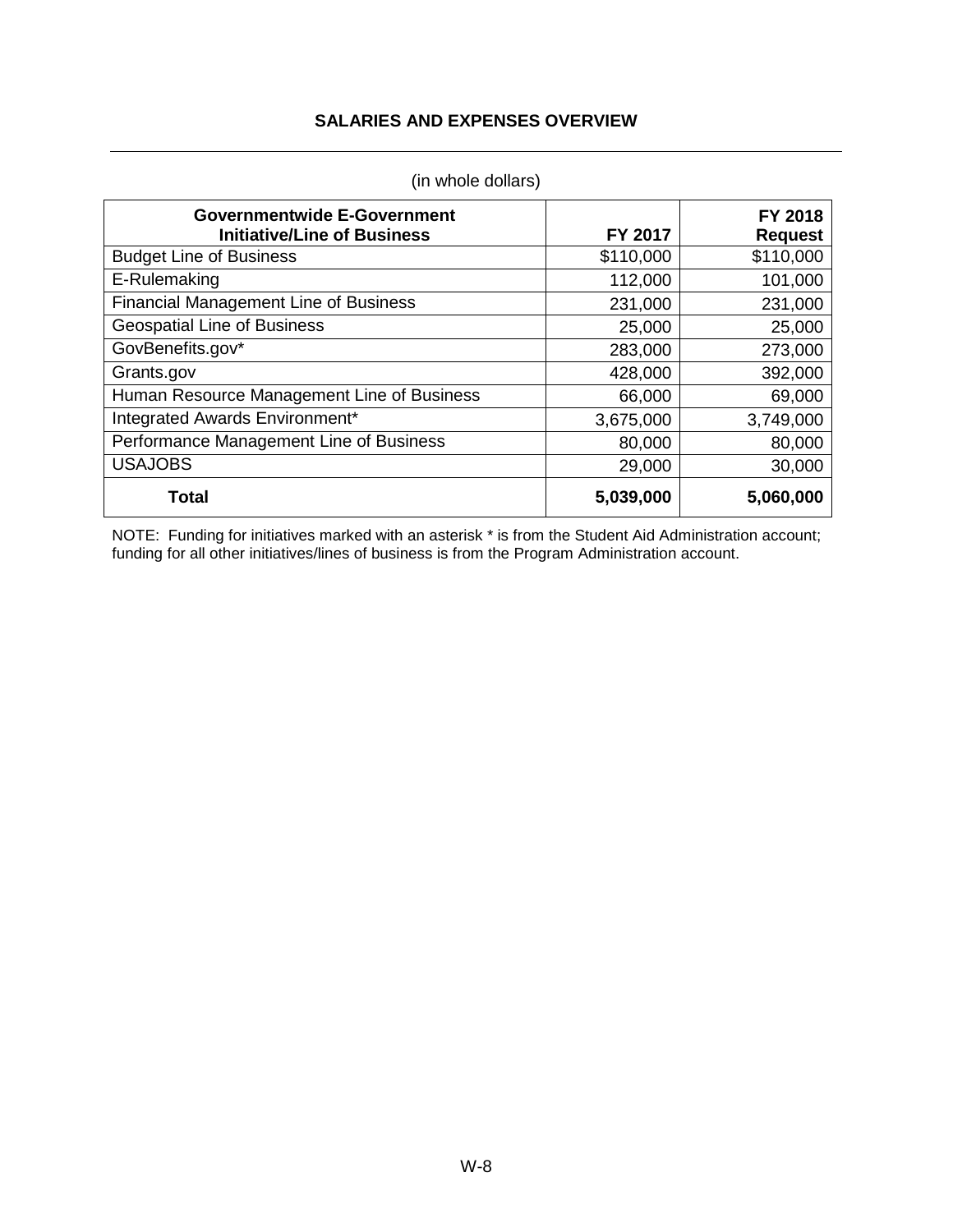## SALARIES AND EXPENSES OVERVIEW

(in whole dollars)

| Governmentwide E-Government Initiative/Line of Business | FY 2017 | FY 2018 Request |
|---|---|---|
| Budget Line of Business | $110,000 | $110,000 |
| E-Rulemaking | 112,000 | 101,000 |
| Financial Management Line of Business | 231,000 | 231,000 |
| Geospatial Line of Business | 25,000 | 25,000 |
| GovBenefits.gov* | 283,000 | 273,000 |
| Grants.gov | 428,000 | 392,000 |
| Human Resource Management Line of Business | 66,000 | 69,000 |
| Integrated Awards Environment* | 3,675,000 | 3,749,000 |
| Performance Management Line of Business | 80,000 | 80,000 |
| USAJOBS | 29,000 | 30,000 |
| **Total** | **5,039,000** | **5,060,000** |

NOTE: Funding for initiatives marked with an asterisk * is from the Student Aid Administration account; funding for all other initiatives/lines of business is from the Program Administration account.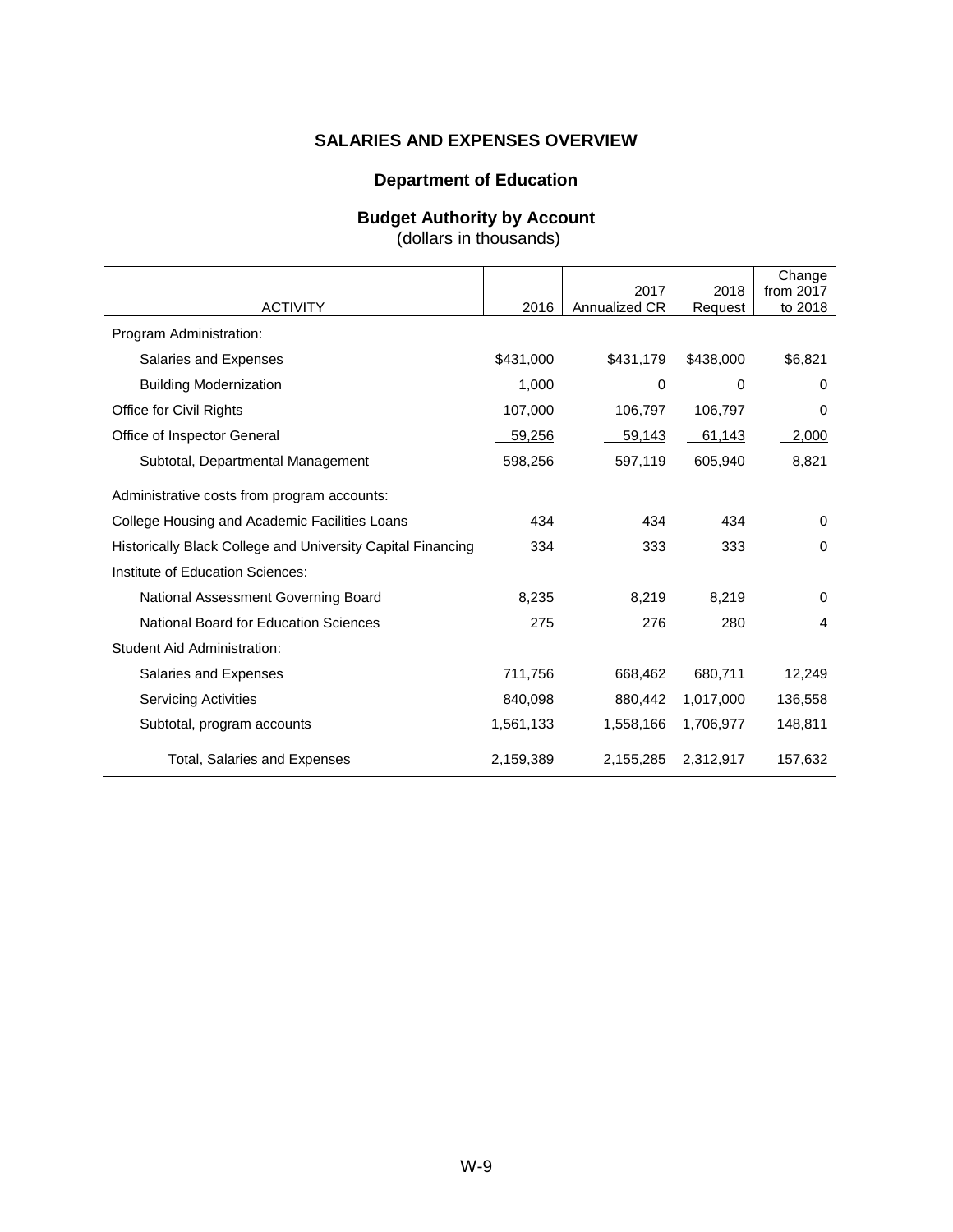## SALARIES AND EXPENSES OVERVIEW

### Department of Education

### Budget Authority by Account

(dollars in thousands)

| ACTIVITY | 2016 | 2017 Annualized CR | 2018 Request | Change from 2017 to 2018 |
|---|---|---|---|---|
| Program Administration: | | | | |
| Salaries and Expenses | $431,000 | $431,179 | $438,000 | $6,821 |
| Building Modernization | 1,000 | 0 | 0 | 0 |
| Office for Civil Rights | 107,000 | 106,797 | 106,797 | 0 |
| Office of Inspector General | 59,256 | 59,143 | 61,143 | 2,000 |
| Subtotal, Departmental Management | 598,256 | 597,119 | 605,940 | 8,821 |
| Administrative costs from program accounts: | | | | |
| College Housing and Academic Facilities Loans | 434 | 434 | 434 | 0 |
| Historically Black College and University Capital Financing | 334 | 333 | 333 | 0 |
| Institute of Education Sciences: | | | | |
| National Assessment Governing Board | 8,235 | 8,219 | 8,219 | 0 |
| National Board for Education Sciences | 275 | 276 | 280 | 4 |
| Student Aid Administration: | | | | |
| Salaries and Expenses | 711,756 | 668,462 | 680,711 | 12,249 |
| Servicing Activities | 840,098 | 880,442 | 1,017,000 | 136,558 |
| Subtotal, program accounts | 1,561,133 | 1,558,166 | 1,706,977 | 148,811 |
| Total, Salaries and Expenses | 2,159,389 | 2,155,285 | 2,312,917 | 157,632 |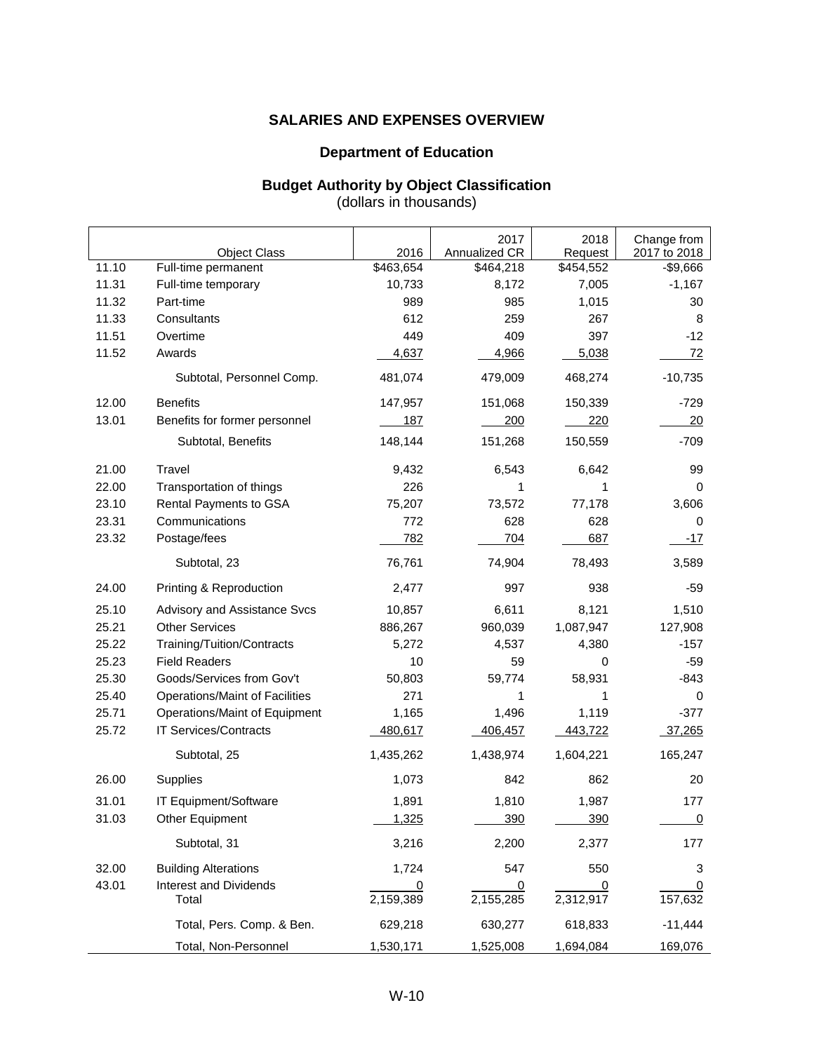# SALARIES AND EXPENSES OVERVIEW

## Department of Education

### Budget Authority by Object Classification

(dollars in thousands)

| | Object Class | 2016 | 2017 Annualized CR | 2018 Request | Change from 2017 to 2018 |
|---|---|---|---|---|---|
| 11.10 | Full-time permanent | $463,654 | $464,218 | $454,552 | -$9,666 |
| 11.31 | Full-time temporary | 10,733 | 8,172 | 7,005 | -1,167 |
| 11.32 | Part-time | 989 | 985 | 1,015 | 30 |
| 11.33 | Consultants | 612 | 259 | 267 | 8 |
| 11.51 | Overtime | 449 | 409 | 397 | -12 |
| 11.52 | Awards | 4,637 | 4,966 | 5,038 | 72 |
| | Subtotal, Personnel Comp. | 481,074 | 479,009 | 468,274 | -10,735 |
| 12.00 | Benefits | 147,957 | 151,068 | 150,339 | -729 |
| 13.01 | Benefits for former personnel | 187 | 200 | 220 | 20 |
| | Subtotal, Benefits | 148,144 | 151,268 | 150,559 | -709 |
| 21.00 | Travel | 9,432 | 6,543 | 6,642 | 99 |
| 22.00 | Transportation of things | 226 | 1 | 1 | 0 |
| 23.10 | Rental Payments to GSA | 75,207 | 73,572 | 77,178 | 3,606 |
| 23.31 | Communications | 772 | 628 | 628 | 0 |
| 23.32 | Postage/fees | 782 | 704 | 687 | -17 |
| | Subtotal, 23 | 76,761 | 74,904 | 78,493 | 3,589 |
| 24.00 | Printing & Reproduction | 2,477 | 997 | 938 | -59 |
| 25.10 | Advisory and Assistance Svcs | 10,857 | 6,611 | 8,121 | 1,510 |
| 25.21 | Other Services | 886,267 | 960,039 | 1,087,947 | 127,908 |
| 25.22 | Training/Tuition/Contracts | 5,272 | 4,537 | 4,380 | -157 |
| 25.23 | Field Readers | 10 | 59 | 0 | -59 |
| 25.30 | Goods/Services from Gov't | 50,803 | 59,774 | 58,931 | -843 |
| 25.40 | Operations/Maint of Facilities | 271 | 1 | 1 | 0 |
| 25.71 | Operations/Maint of Equipment | 1,165 | 1,496 | 1,119 | -377 |
| 25.72 | IT Services/Contracts | 480,617 | 406,457 | 443,722 | 37,265 |
| | Subtotal, 25 | 1,435,262 | 1,438,974 | 1,604,221 | 165,247 |
| 26.00 | Supplies | 1,073 | 842 | 862 | 20 |
| 31.01 | IT Equipment/Software | 1,891 | 1,810 | 1,987 | 177 |
| 31.03 | Other Equipment | 1,325 | 390 | 390 | 0 |
| | Subtotal, 31 | 3,216 | 2,200 | 2,377 | 177 |
| 32.00 | Building Alterations | 1,724 | 547 | 550 | 3 |
| 43.01 | Interest and Dividends | 0 | 0 | 0 | 0 |
| | Total | 2,159,389 | 2,155,285 | 2,312,917 | 157,632 |
| | Total, Pers. Comp. & Ben. | 629,218 | 630,277 | 618,833 | -11,444 |
| | Total, Non-Personnel | 1,530,171 | 1,525,008 | 1,694,084 | 169,076 |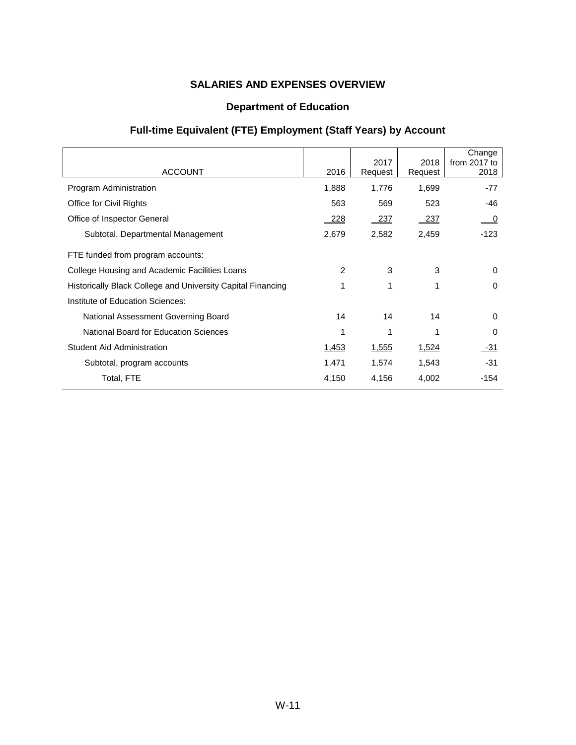## SALARIES AND EXPENSES OVERVIEW

### Department of Education

### Full-time Equivalent (FTE) Employment (Staff Years) by Account

| ACCOUNT | 2016 | 2017 Request | 2018 Request | Change from 2017 to 2018 |
|---|---|---|---|---|
| Program Administration | 1,888 | 1,776 | 1,699 | -77 |
| Office for Civil Rights | 563 | 569 | 523 | -46 |
| Office of Inspector General | 228 | 237 | 237 | 0 |
| Subtotal, Departmental Management | 2,679 | 2,582 | 2,459 | -123 |
| FTE funded from program accounts: | | | | |
| College Housing and Academic Facilities Loans | 2 | 3 | 3 | 0 |
| Historically Black College and University Capital Financing | 1 | 1 | 1 | 0 |
| Institute of Education Sciences: | | | | |
| National Assessment Governing Board | 14 | 14 | 14 | 0 |
| National Board for Education Sciences | 1 | 1 | 1 | 0 |
| Student Aid Administration | 1,453 | 1,555 | 1,524 | -31 |
| Subtotal, program accounts | 1,471 | 1,574 | 1,543 | -31 |
| Total, FTE | 4,150 | 4,156 | 4,002 | -154 |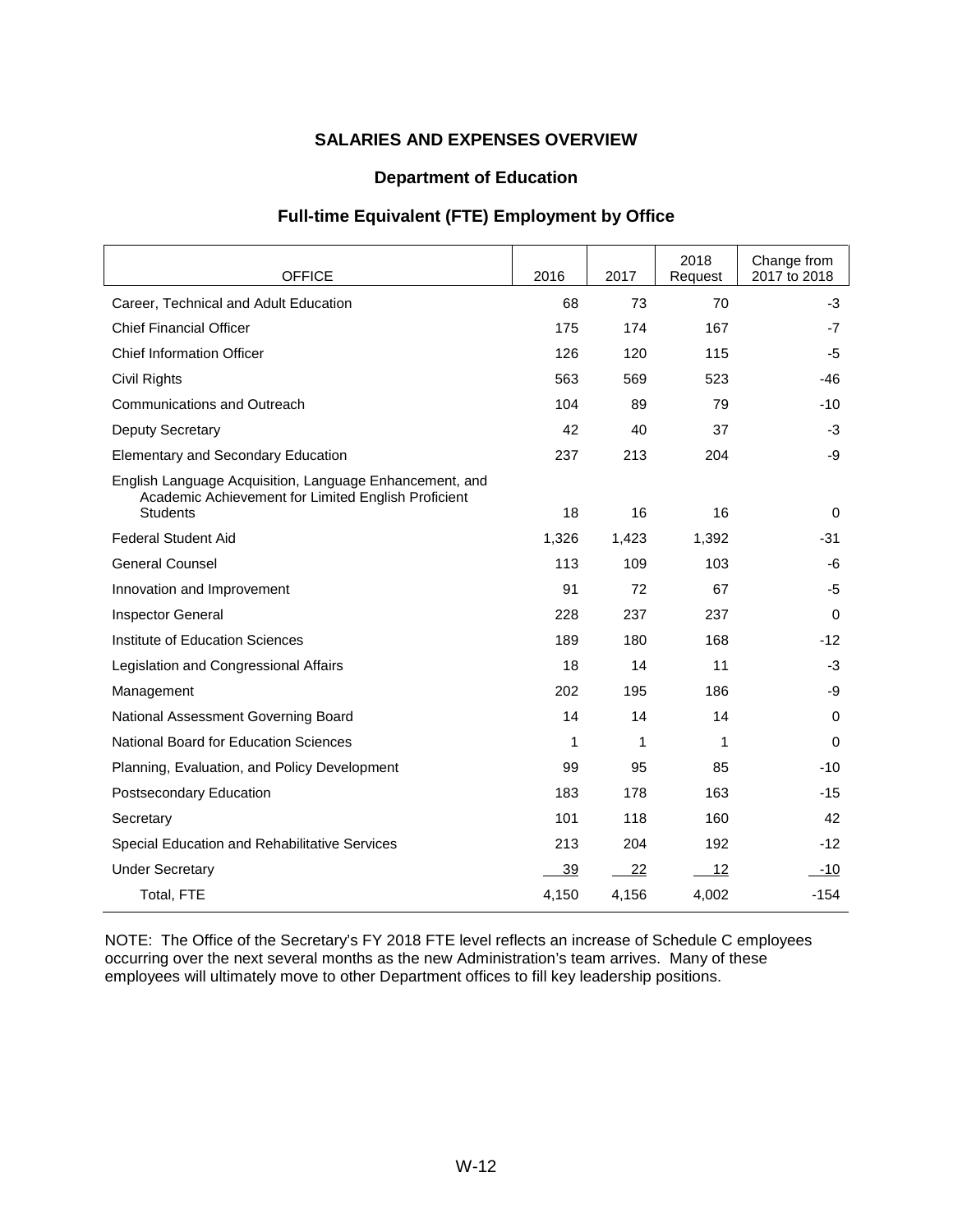## SALARIES AND EXPENSES OVERVIEW

### Department of Education

### Full-time Equivalent (FTE) Employment by Office

| OFFICE | 2016 | 2017 | 2018 Request | Change from 2017 to 2018 |
|---|---|---|---|---|
| Career, Technical and Adult Education | 68 | 73 | 70 | -3 |
| Chief Financial Officer | 175 | 174 | 167 | -7 |
| Chief Information Officer | 126 | 120 | 115 | -5 |
| Civil Rights | 563 | 569 | 523 | -46 |
| Communications and Outreach | 104 | 89 | 79 | -10 |
| Deputy Secretary | 42 | 40 | 37 | -3 |
| Elementary and Secondary Education | 237 | 213 | 204 | -9 |
| English Language Acquisition, Language Enhancement, and Academic Achievement for Limited English Proficient Students | 18 | 16 | 16 | 0 |
| Federal Student Aid | 1,326 | 1,423 | 1,392 | -31 |
| General Counsel | 113 | 109 | 103 | -6 |
| Innovation and Improvement | 91 | 72 | 67 | -5 |
| Inspector General | 228 | 237 | 237 | 0 |
| Institute of Education Sciences | 189 | 180 | 168 | -12 |
| Legislation and Congressional Affairs | 18 | 14 | 11 | -3 |
| Management | 202 | 195 | 186 | -9 |
| National Assessment Governing Board | 14 | 14 | 14 | 0 |
| National Board for Education Sciences | 1 | 1 | 1 | 0 |
| Planning, Evaluation, and Policy Development | 99 | 95 | 85 | -10 |
| Postsecondary Education | 183 | 178 | 163 | -15 |
| Secretary | 101 | 118 | 160 | 42 |
| Special Education and Rehabilitative Services | 213 | 204 | 192 | -12 |
| Under Secretary | 39 | 22 | 12 | -10 |
| Total, FTE | 4,150 | 4,156 | 4,002 | -154 |

NOTE: The Office of the Secretary's FY 2018 FTE level reflects an increase of Schedule C employees occurring over the next several months as the new Administration's team arrives. Many of these employees will ultimately move to other Department offices to fill key leadership positions.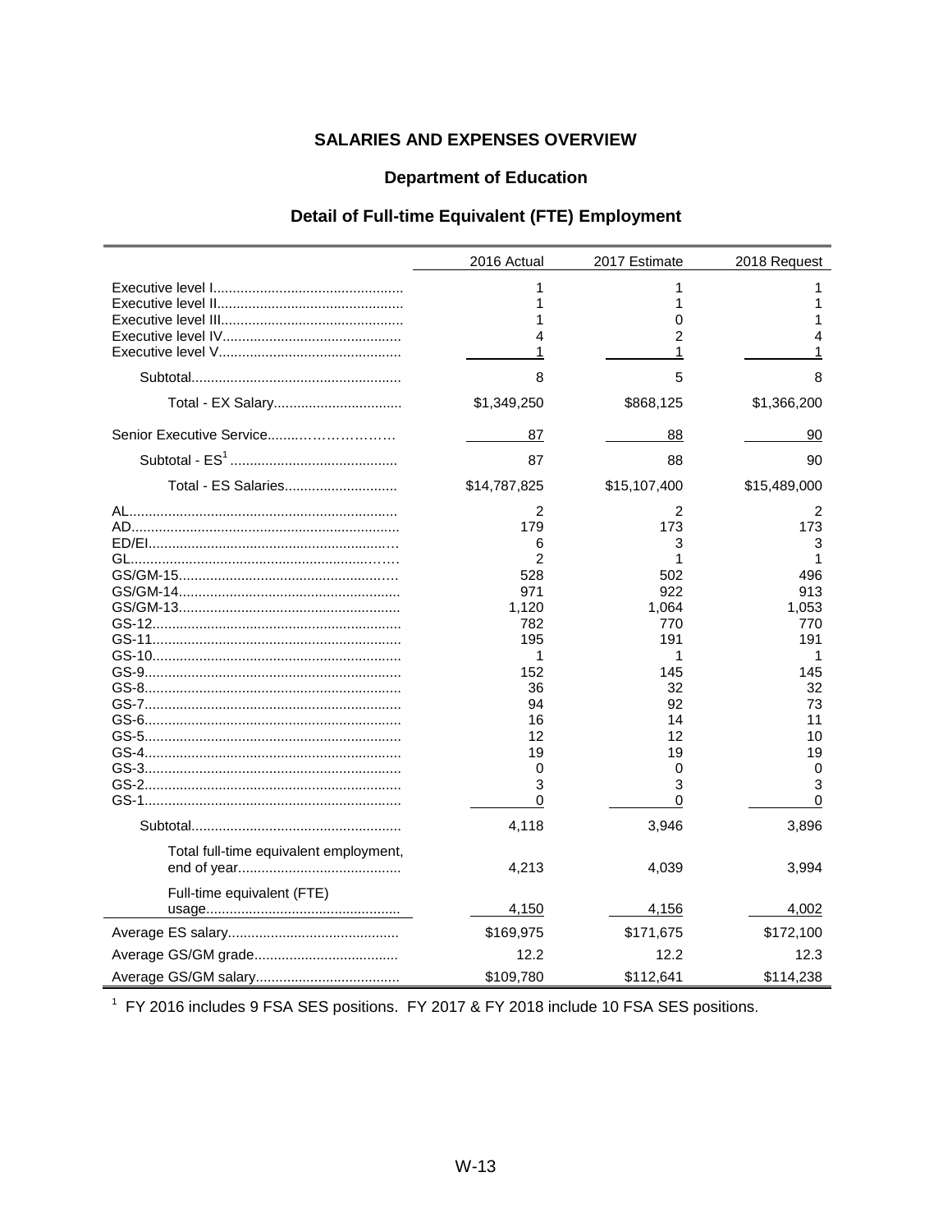## SALARIES AND EXPENSES OVERVIEW

### Department of Education

### Detail of Full-time Equivalent (FTE) Employment

| | 2016 Actual | 2017 Estimate | 2018 Request |
|---|---|---|---|
| Executive level I | 1 | 1 | 1 |
| Executive level II | 1 | 1 | 1 |
| Executive level III | 1 | 0 | 1 |
| Executive level IV | 4 | 2 | 4 |
| Executive level V | 1 | 1 | 1 |
| Subtotal | 8 | 5 | 8 |
| Total - EX Salary | $1,349,250 | $868,125 | $1,366,200 |
| Senior Executive Service | 87 | 88 | 90 |
| Subtotal - ES[1] | 87 | 88 | 90 |
| Total - ES Salaries | $14,787,825 | $15,107,400 | $15,489,000 |
| AL | 2 | 2 | 2 |
| AD | 179 | 173 | 173 |
| ED/EI | 6 | 3 | 3 |
| GL | 2 | 1 | 1 |
| GS/GM-15 | 528 | 502 | 496 |
| GS/GM-14 | 971 | 922 | 913 |
| GS/GM-13 | 1,120 | 1,064 | 1,053 |
| GS-12 | 782 | 770 | 770 |
| GS-11 | 195 | 191 | 191 |
| GS-10 | 1 | 1 | 1 |
| GS-9 | 152 | 145 | 145 |
| GS-8 | 36 | 32 | 32 |
| GS-7 | 94 | 92 | 73 |
| GS-6 | 16 | 14 | 11 |
| GS-5 | 12 | 12 | 10 |
| GS-4 | 19 | 19 | 19 |
| GS-3 | 0 | 0 | 0 |
| GS-2 | 3 | 3 | 3 |
| GS-1 | 0 | 0 | 0 |
| Subtotal | 4,118 | 3,946 | 3,896 |
| Total full-time equivalent employment, end of year | 4,213 | 4,039 | 3,994 |
| Full-time equivalent (FTE) usage | 4,150 | 4,156 | 4,002 |
| Average ES salary | $169,975 | $171,675 | $172,100 |
| Average GS/GM grade | 12.2 | 12.2 | 12.3 |
| Average GS/GM salary | $109,780 | $112,641 | $114,238 |

[1] FY 2016 includes 9 FSA SES positions. FY 2017 & FY 2018 include 10 FSA SES positions.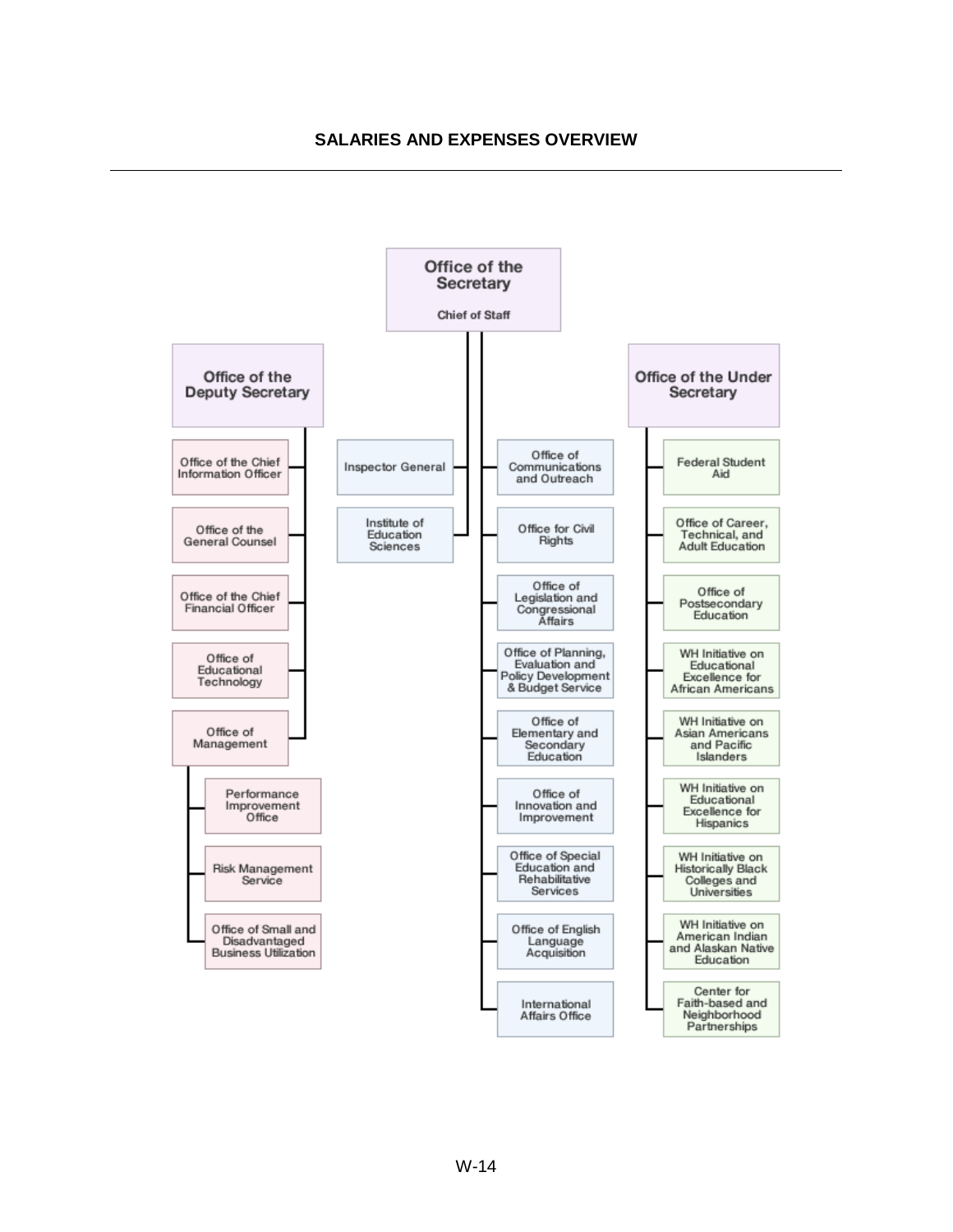## SALARIES AND EXPENSES OVERVIEW

**Office of the Secretary**
Chief of Staff

- **Office of the Deputy Secretary**
  - Office of the Chief Information Officer
  - Office of the General Counsel
  - Office of the Chief Financial Officer
  - Office of Educational Technology
  - Office of Management
    - Performance Improvement Office
    - Risk Management Service
    - Office of Small and Disadvantaged Business Utilization
- Inspector General
- Institute of Education Sciences
- Office of Communications and Outreach
- Office for Civil Rights
- Office of Legislation and Congressional Affairs
- Office of Planning, Evaluation and Policy Development & Budget Service
- Office of Elementary and Secondary Education
- Office of Innovation and Improvement
- Office of Special Education and Rehabilitative Services
- Office of English Language Acquisition
- International Affairs Office
- **Office of the Under Secretary**
  - Federal Student Aid
  - Office of Career, Technical, and Adult Education
  - Office of Postsecondary Education
  - WH Initiative on Educational Excellence for African Americans
  - WH Initiative on Asian Americans and Pacific Islanders
  - WH Initiative on Educational Excellence for Hispanics
  - WH Initiative on Historically Black Colleges and Universities
  - WH Initiative on American Indian and Alaskan Native Education
  - Center for Faith-based and Neighborhood Partnerships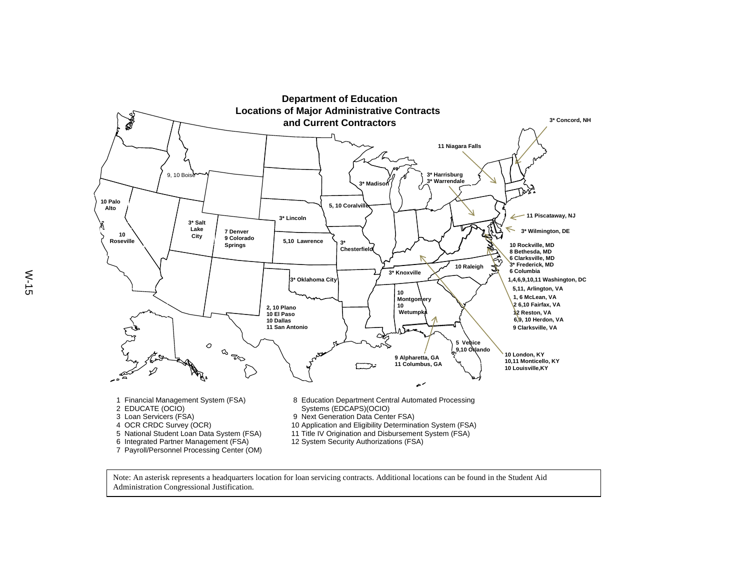# Department of Education
## Locations of Major Administrative Contracts and Current Contractors

3* Concord, NH

11 Niagara Falls

9, 10 Boise

3* Harrisburg
3* Warrendale

3* Madison

10 Palo Alto

5, 10 Coralville

11 Piscataway, NJ

3* Lincoln

3* Salt Lake City

7 Denver
9 Colorado Springs

3* Wilmington, DE

10 Roseville

5,10 Lawrence

3* Chesterfield

10 Rockville, MD
8 Bethesda, MD
6 Clarksville, MD
3* Frederick, MD
6 Columbia

10 Raleigh

3* Knoxville

1,4,6,9,10,11 Washington, DC

3* Oklahoma City

5,11, Arlington, VA

10 Montgomery
10 Wetumpka

1, 6 McLean, VA

2 6,10 Fairfax, VA

2, 10 Plano
10 El Paso
10 Dallas
11 San Antonio

12 Reston, VA

6,9, 10 Herdon, VA

9 Clarksville, VA

5 Venice
9,10 Orlando

9 Alpharetta, GA
11 Columbus, GA

10 London, KY
10,11 Monticello, KY
10 Louisville,KY

1 Financial Management System (FSA)
2 EDUCATE (OCIO)
3 Loan Servicers (FSA)
4 OCR CRDC Survey (OCR)
5 National Student Loan Data System (FSA)
6 Integrated Partner Management (FSA)
7 Payroll/Personnel Processing Center (OM)
8 Education Department Central Automated Processing Systems (EDCAPS)(OCIO)
9 Next Generation Data Center FSA)
10 Application and Eligibility Determination System (FSA)
11 Title IV Origination and Disbursement System (FSA)
12 System Security Authorizations (FSA)

Note: An asterisk represents a headquarters location for loan servicing contracts. Additional locations can be found in the Student Aid Administration Congressional Justification.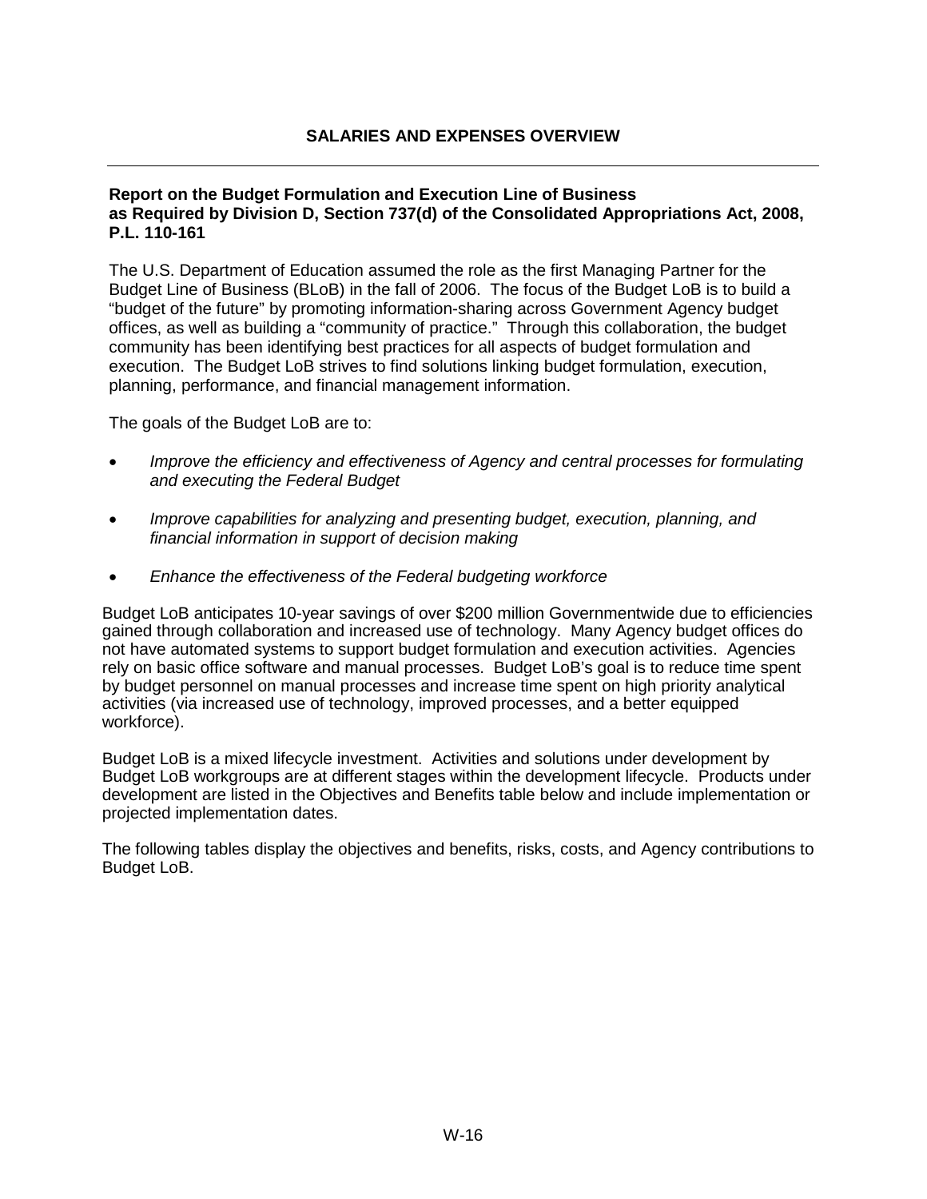## SALARIES AND EXPENSES OVERVIEW

**Report on the Budget Formulation and Execution Line of Business as Required by Division D, Section 737(d) of the Consolidated Appropriations Act, 2008, P.L. 110-161**

The U.S. Department of Education assumed the role as the first Managing Partner for the Budget Line of Business (BLoB) in the fall of 2006. The focus of the Budget LoB is to build a "budget of the future" by promoting information-sharing across Government Agency budget offices, as well as building a "community of practice." Through this collaboration, the budget community has been identifying best practices for all aspects of budget formulation and execution. The Budget LoB strives to find solutions linking budget formulation, execution, planning, performance, and financial management information.

The goals of the Budget LoB are to:

- *Improve the efficiency and effectiveness of Agency and central processes for formulating and executing the Federal Budget*
- *Improve capabilities for analyzing and presenting budget, execution, planning, and financial information in support of decision making*
- *Enhance the effectiveness of the Federal budgeting workforce*

Budget LoB anticipates 10-year savings of over $200 million Governmentwide due to efficiencies gained through collaboration and increased use of technology. Many Agency budget offices do not have automated systems to support budget formulation and execution activities. Agencies rely on basic office software and manual processes. Budget LoB's goal is to reduce time spent by budget personnel on manual processes and increase time spent on high priority analytical activities (via increased use of technology, improved processes, and a better equipped workforce).

Budget LoB is a mixed lifecycle investment. Activities and solutions under development by Budget LoB workgroups are at different stages within the development lifecycle. Products under development are listed in the Objectives and Benefits table below and include implementation or projected implementation dates.

The following tables display the objectives and benefits, risks, costs, and Agency contributions to Budget LoB.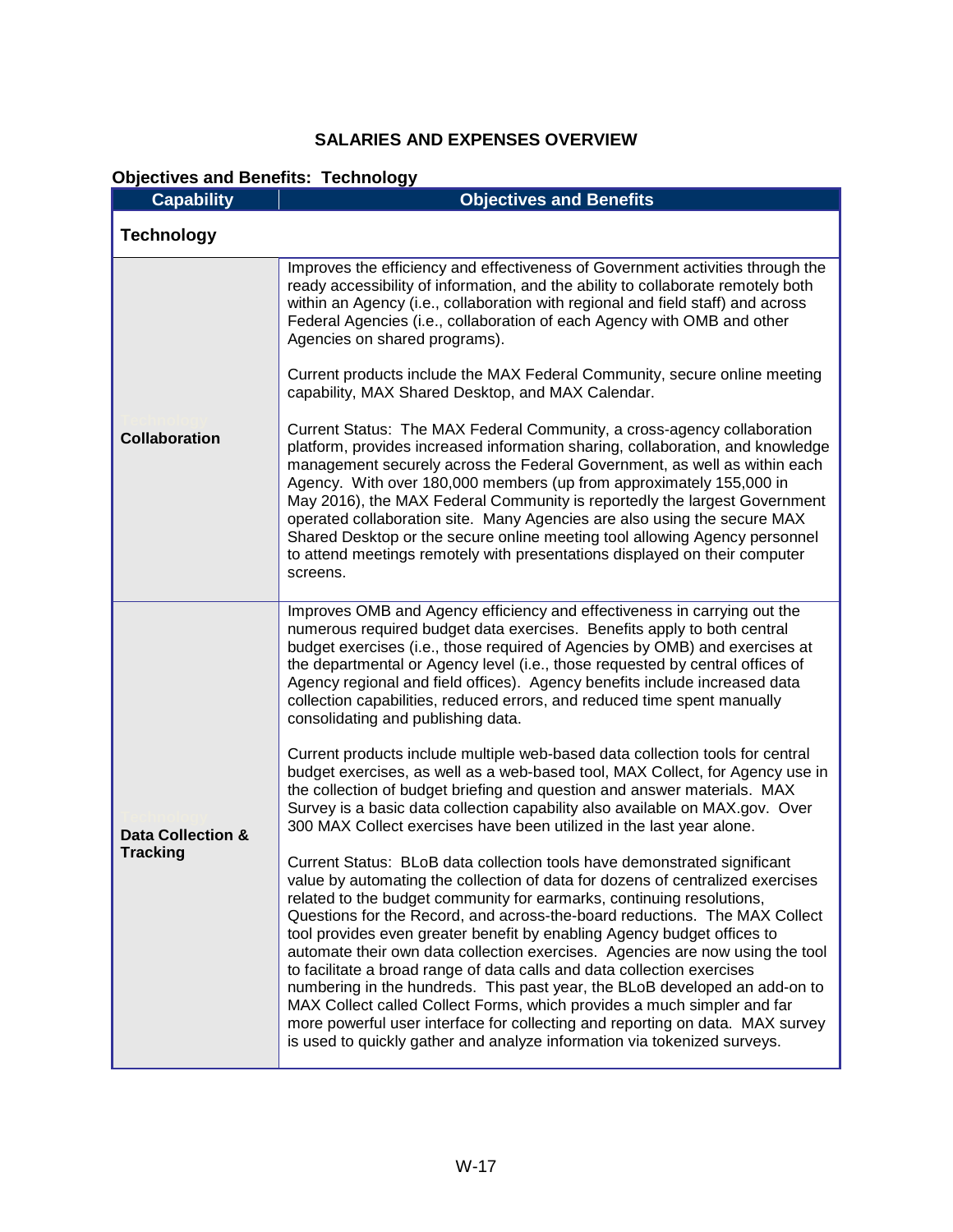## SALARIES AND EXPENSES OVERVIEW

### Objectives and Benefits: Technology

| Capability | Objectives and Benefits |
|---|---|
| **Technology** | |
| **Collaboration** | Improves the efficiency and effectiveness of Government activities through the ready accessibility of information, and the ability to collaborate remotely both within an Agency (i.e., collaboration with regional and field staff) and across Federal Agencies (i.e., collaboration of each Agency with OMB and other Agencies on shared programs).<br><br>Current products include the MAX Federal Community, secure online meeting capability, MAX Shared Desktop, and MAX Calendar.<br><br>Current Status: The MAX Federal Community, a cross-agency collaboration platform, provides increased information sharing, collaboration, and knowledge management securely across the Federal Government, as well as within each Agency. With over 180,000 members (up from approximately 155,000 in May 2016), the MAX Federal Community is reportedly the largest Government operated collaboration site. Many Agencies are also using the secure MAX Shared Desktop or the secure online meeting tool allowing Agency personnel to attend meetings remotely with presentations displayed on their computer screens. |
| **Data Collection & Tracking** | Improves OMB and Agency efficiency and effectiveness in carrying out the numerous required budget data exercises. Benefits apply to both central budget exercises (i.e., those required of Agencies by OMB) and exercises at the departmental or Agency level (i.e., those requested by central offices of Agency regional and field offices). Agency benefits include increased data collection capabilities, reduced errors, and reduced time spent manually consolidating and publishing data.<br><br>Current products include multiple web-based data collection tools for central budget exercises, as well as a web-based tool, MAX Collect, for Agency use in the collection of budget briefing and question and answer materials. MAX Survey is a basic data collection capability also available on MAX.gov. Over 300 MAX Collect exercises have been utilized in the last year alone.<br><br>Current Status: BLoB data collection tools have demonstrated significant value by automating the collection of data for dozens of centralized exercises related to the budget community for earmarks, continuing resolutions, Questions for the Record, and across-the-board reductions. The MAX Collect tool provides even greater benefit by enabling Agency budget offices to automate their own data collection exercises. Agencies are now using the tool to facilitate a broad range of data calls and data collection exercises numbering in the hundreds. This past year, the BLoB developed an add-on to MAX Collect called Collect Forms, which provides a much simpler and far more powerful user interface for collecting and reporting on data. MAX survey is used to quickly gather and analyze information via tokenized surveys. |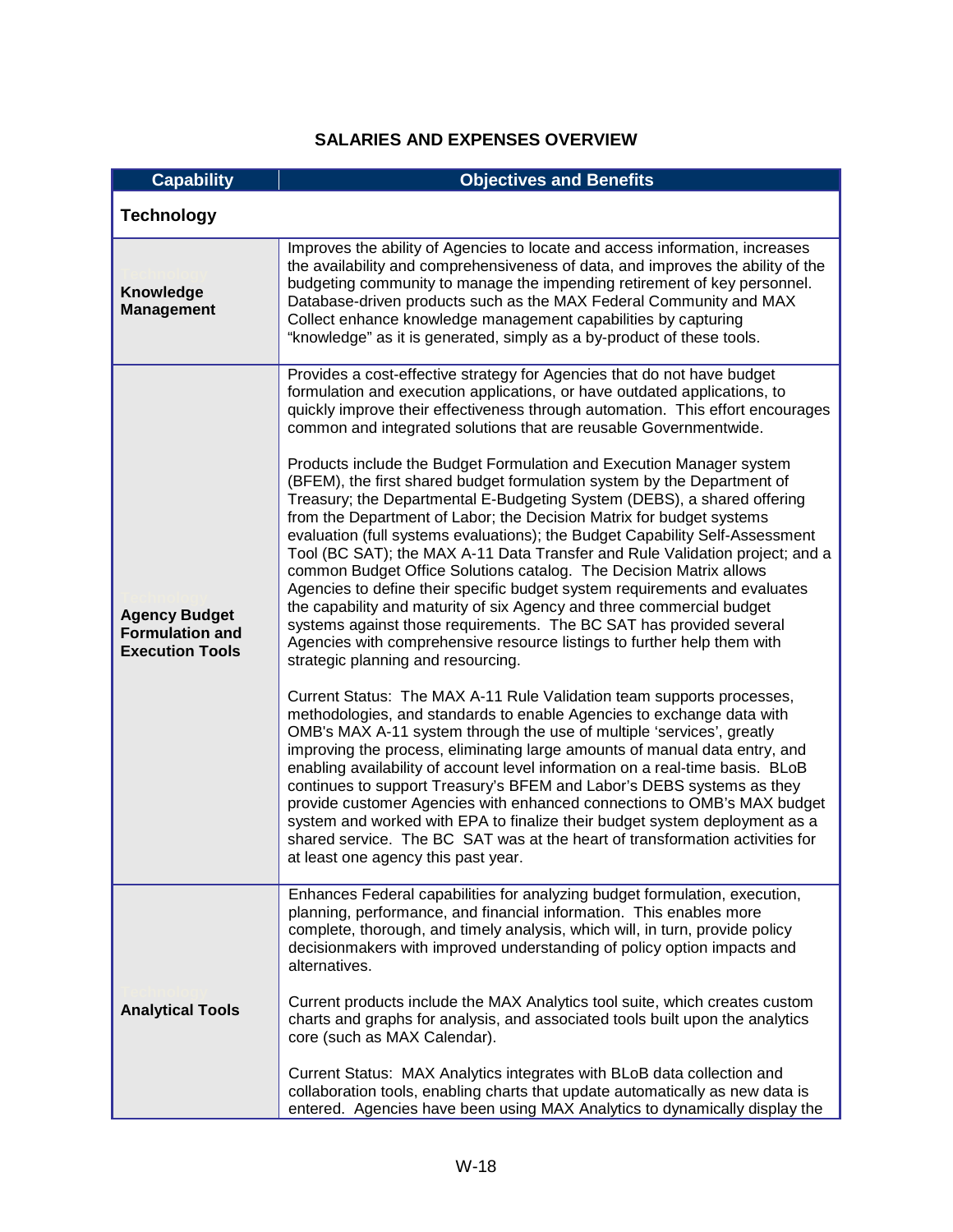## SALARIES AND EXPENSES OVERVIEW

| Capability | Objectives and Benefits |
|---|---|
| **Technology** | |
| **Knowledge Management** | Improves the ability of Agencies to locate and access information, increases the availability and comprehensiveness of data, and improves the ability of the budgeting community to manage the impending retirement of key personnel. Database-driven products such as the MAX Federal Community and MAX Collect enhance knowledge management capabilities by capturing "knowledge" as it is generated, simply as a by-product of these tools. |
| **Agency Budget Formulation and Execution Tools** | Provides a cost-effective strategy for Agencies that do not have budget formulation and execution applications, or have outdated applications, to quickly improve their effectiveness through automation. This effort encourages common and integrated solutions that are reusable Governmentwide.<br><br>Products include the Budget Formulation and Execution Manager system (BFEM), the first shared budget formulation system by the Department of Treasury; the Departmental E-Budgeting System (DEBS), a shared offering from the Department of Labor; the Decision Matrix for budget systems evaluation (full systems evaluations); the Budget Capability Self-Assessment Tool (BC SAT); the MAX A-11 Data Transfer and Rule Validation project; and a common Budget Office Solutions catalog. The Decision Matrix allows Agencies to define their specific budget system requirements and evaluates the capability and maturity of six Agency and three commercial budget systems against those requirements. The BC SAT has provided several Agencies with comprehensive resource listings to further help them with strategic planning and resourcing.<br><br>Current Status: The MAX A-11 Rule Validation team supports processes, methodologies, and standards to enable Agencies to exchange data with OMB's MAX A-11 system through the use of multiple 'services', greatly improving the process, eliminating large amounts of manual data entry, and enabling availability of account level information on a real-time basis. BLoB continues to support Treasury's BFEM and Labor's DEBS systems as they provide customer Agencies with enhanced connections to OMB's MAX budget system and worked with EPA to finalize their budget system deployment as a shared service. The BC SAT was at the heart of transformation activities for at least one agency this past year. |
| **Analytical Tools** | Enhances Federal capabilities for analyzing budget formulation, execution, planning, performance, and financial information. This enables more complete, thorough, and timely analysis, which will, in turn, provide policy decisionmakers with improved understanding of policy option impacts and alternatives.<br><br>Current products include the MAX Analytics tool suite, which creates custom charts and graphs for analysis, and associated tools built upon the analytics core (such as MAX Calendar).<br><br>Current Status: MAX Analytics integrates with BLoB data collection and collaboration tools, enabling charts that update automatically as new data is entered. Agencies have been using MAX Analytics to dynamically display the |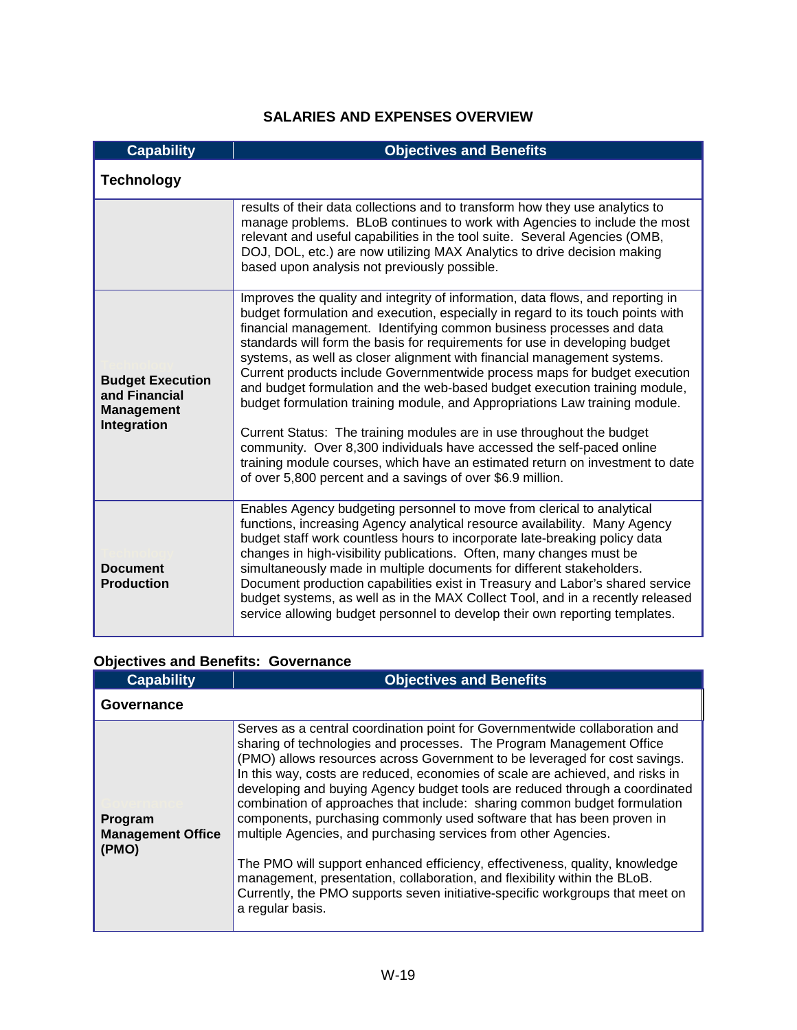## SALARIES AND EXPENSES OVERVIEW

| Capability | Objectives and Benefits |
|---|---|
| **Technology** | |
| | results of their data collections and to transform how they use analytics to manage problems. BLoB continues to work with Agencies to include the most relevant and useful capabilities in the tool suite. Several Agencies (OMB, DOJ, DOL, etc.) are now utilizing MAX Analytics to drive decision making based upon analysis not previously possible. |
| **Budget Execution and Financial Management Integration** | Improves the quality and integrity of information, data flows, and reporting in budget formulation and execution, especially in regard to its touch points with financial management. Identifying common business processes and data standards will form the basis for requirements for use in developing budget systems, as well as closer alignment with financial management systems. Current products include Governmentwide process maps for budget execution and budget formulation and the web-based budget execution training module, budget formulation training module, and Appropriations Law training module.<br><br>Current Status: The training modules are in use throughout the budget community. Over 8,300 individuals have accessed the self-paced online training module courses, which have an estimated return on investment to date of over 5,800 percent and a savings of over $6.9 million. |
| **Document Production** | Enables Agency budgeting personnel to move from clerical to analytical functions, increasing Agency analytical resource availability. Many Agency budget staff work countless hours to incorporate late-breaking policy data changes in high-visibility publications. Often, many changes must be simultaneously made in multiple documents for different stakeholders. Document production capabilities exist in Treasury and Labor's shared service budget systems, as well as in the MAX Collect Tool, and in a recently released service allowing budget personnel to develop their own reporting templates. |

**Objectives and Benefits: Governance**

| Capability | Objectives and Benefits |
|---|---|
| **Governance** | |
| **Program Management Office (PMO)** | Serves as a central coordination point for Governmentwide collaboration and sharing of technologies and processes. The Program Management Office (PMO) allows resources across Government to be leveraged for cost savings. In this way, costs are reduced, economies of scale are achieved, and risks in developing and buying Agency budget tools are reduced through a coordinated combination of approaches that include: sharing common budget formulation components, purchasing commonly used software that has been proven in multiple Agencies, and purchasing services from other Agencies.<br><br>The PMO will support enhanced efficiency, effectiveness, quality, knowledge management, presentation, collaboration, and flexibility within the BLoB. Currently, the PMO supports seven initiative-specific workgroups that meet on a regular basis. |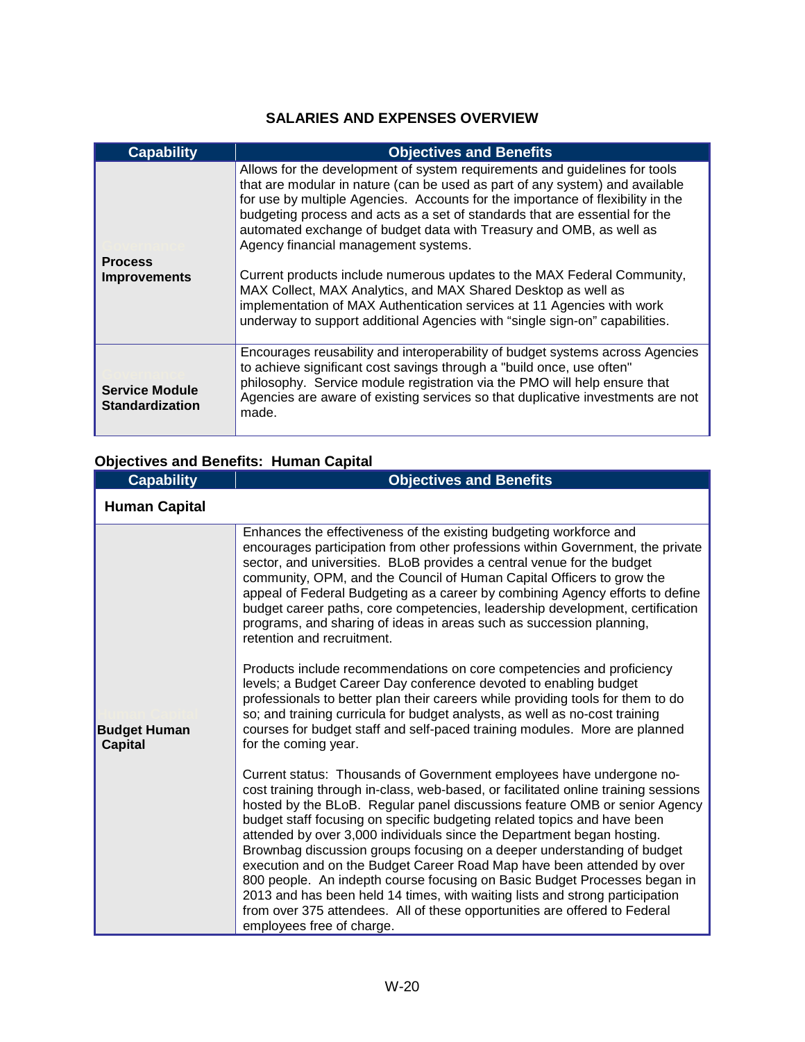## SALARIES AND EXPENSES OVERVIEW

| Capability | Objectives and Benefits |
|---|---|
| **Process Improvements** | Allows for the development of system requirements and guidelines for tools that are modular in nature (can be used as part of any system) and available for use by multiple Agencies. Accounts for the importance of flexibility in the budgeting process and acts as a set of standards that are essential for the automated exchange of budget data with Treasury and OMB, as well as Agency financial management systems.<br><br>Current products include numerous updates to the MAX Federal Community, MAX Collect, MAX Analytics, and MAX Shared Desktop as well as implementation of MAX Authentication services at 11 Agencies with work underway to support additional Agencies with "single sign-on" capabilities. |
| **Service Module Standardization** | Encourages reusability and interoperability of budget systems across Agencies to achieve significant cost savings through a "build once, use often" philosophy. Service module registration via the PMO will help ensure that Agencies are aware of existing services so that duplicative investments are not made. |

### Objectives and Benefits: Human Capital

| Capability | Objectives and Benefits |
|---|---|
| **Human Capital** | |
| **Budget Human Capital** | Enhances the effectiveness of the existing budgeting workforce and encourages participation from other professions within Government, the private sector, and universities. BLoB provides a central venue for the budget community, OPM, and the Council of Human Capital Officers to grow the appeal of Federal Budgeting as a career by combining Agency efforts to define budget career paths, core competencies, leadership development, certification programs, and sharing of ideas in areas such as succession planning, retention and recruitment.<br><br>Products include recommendations on core competencies and proficiency levels; a Budget Career Day conference devoted to enabling budget professionals to better plan their careers while providing tools for them to do so; and training curricula for budget analysts, as well as no-cost training courses for budget staff and self-paced training modules. More are planned for the coming year.<br><br>Current status: Thousands of Government employees have undergone no-cost training through in-class, web-based, or facilitated online training sessions hosted by the BLoB. Regular panel discussions feature OMB or senior Agency budget staff focusing on specific budgeting related topics and have been attended by over 3,000 individuals since the Department began hosting. Brownbag discussion groups focusing on a deeper understanding of budget execution and on the Budget Career Road Map have been attended by over 800 people. An indepth course focusing on Basic Budget Processes began in 2013 and has been held 14 times, with waiting lists and strong participation from over 375 attendees. All of these opportunities are offered to Federal employees free of charge. |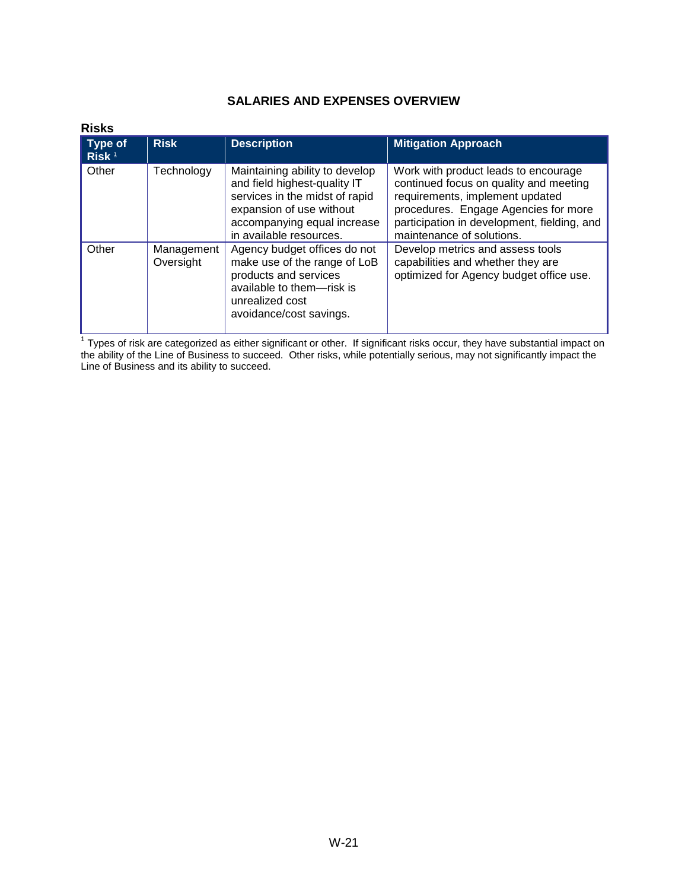## SALARIES AND EXPENSES OVERVIEW

**Risks**

| Type of Risk [1] | Risk | Description | Mitigation Approach |
|---|---|---|---|
| Other | Technology | Maintaining ability to develop and field highest-quality IT services in the midst of rapid expansion of use without accompanying equal increase in available resources. | Work with product leads to encourage continued focus on quality and meeting requirements, implement updated procedures. Engage Agencies for more participation in development, fielding, and maintenance of solutions. |
| Other | Management Oversight | Agency budget offices do not make use of the range of LoB products and services available to them—risk is unrealized cost avoidance/cost savings. | Develop metrics and assess tools capabilities and whether they are optimized for Agency budget office use. |

[1] Types of risk are categorized as either significant or other. If significant risks occur, they have substantial impact on the ability of the Line of Business to succeed. Other risks, while potentially serious, may not significantly impact the Line of Business and its ability to succeed.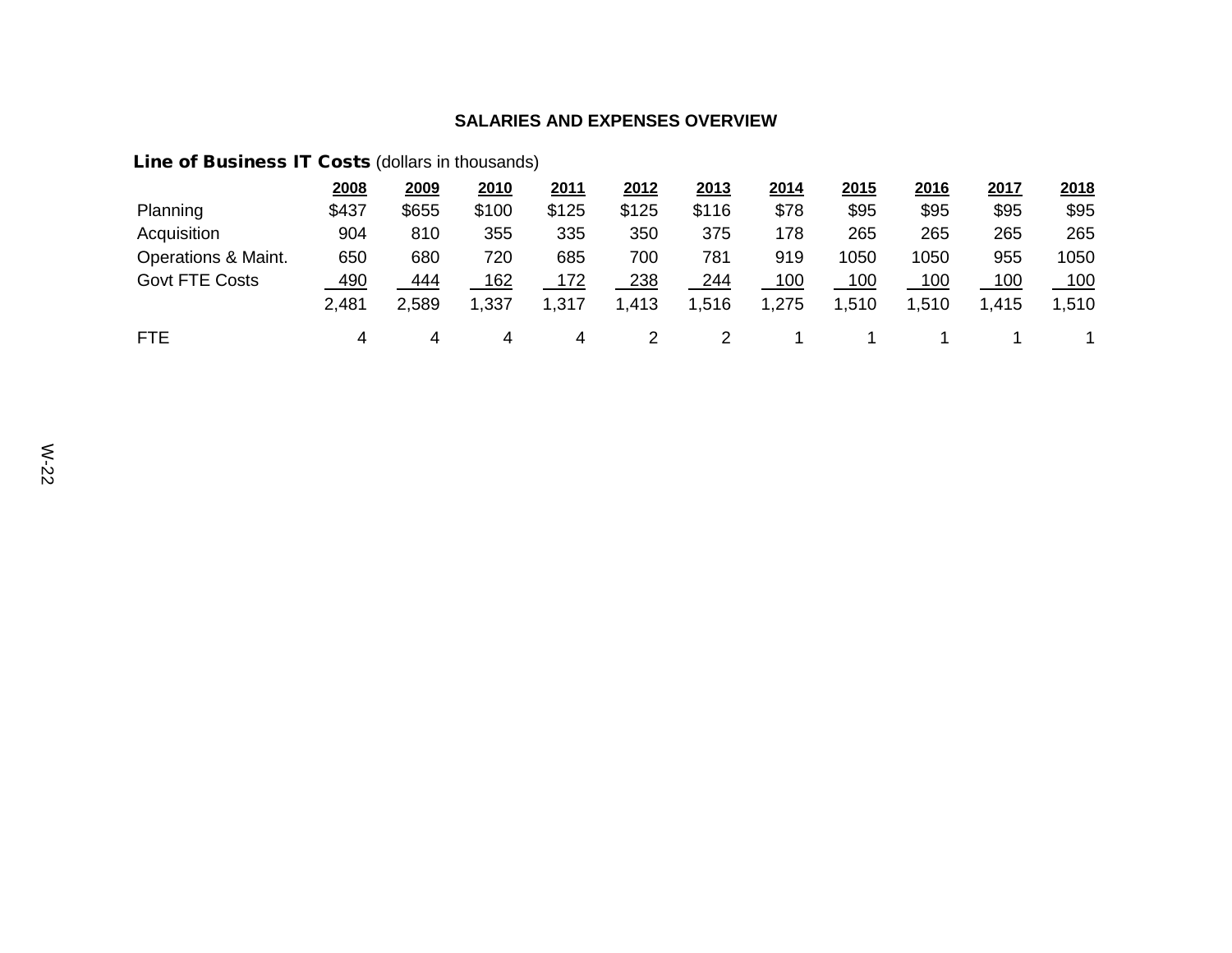## SALARIES AND EXPENSES OVERVIEW

**Line of Business IT Costs** (dollars in thousands)

| | 2008 | 2009 | 2010 | 2011 | 2012 | 2013 | 2014 | 2015 | 2016 | 2017 | 2018 |
|---|---|---|---|---|---|---|---|---|---|---|---|
| Planning | $437 | $655 | $100 | $125 | $125 | $116 | $78 | $95 | $95 | $95 | $95 |
| Acquisition | 904 | 810 | 355 | 335 | 350 | 375 | 178 | 265 | 265 | 265 | 265 |
| Operations & Maint. | 650 | 680 | 720 | 685 | 700 | 781 | 919 | 1050 | 1050 | 955 | 1050 |
| Govt FTE Costs | 490 | 444 | 162 | 172 | 238 | 244 | 100 | 100 | 100 | 100 | 100 |
| | 2,481 | 2,589 | 1,337 | 1,317 | 1,413 | 1,516 | 1,275 | 1,510 | 1,510 | 1,415 | 1,510 |
| FTE | 4 | 4 | 4 | 4 | 2 | 2 | 1 | 1 | 1 | 1 | 1 |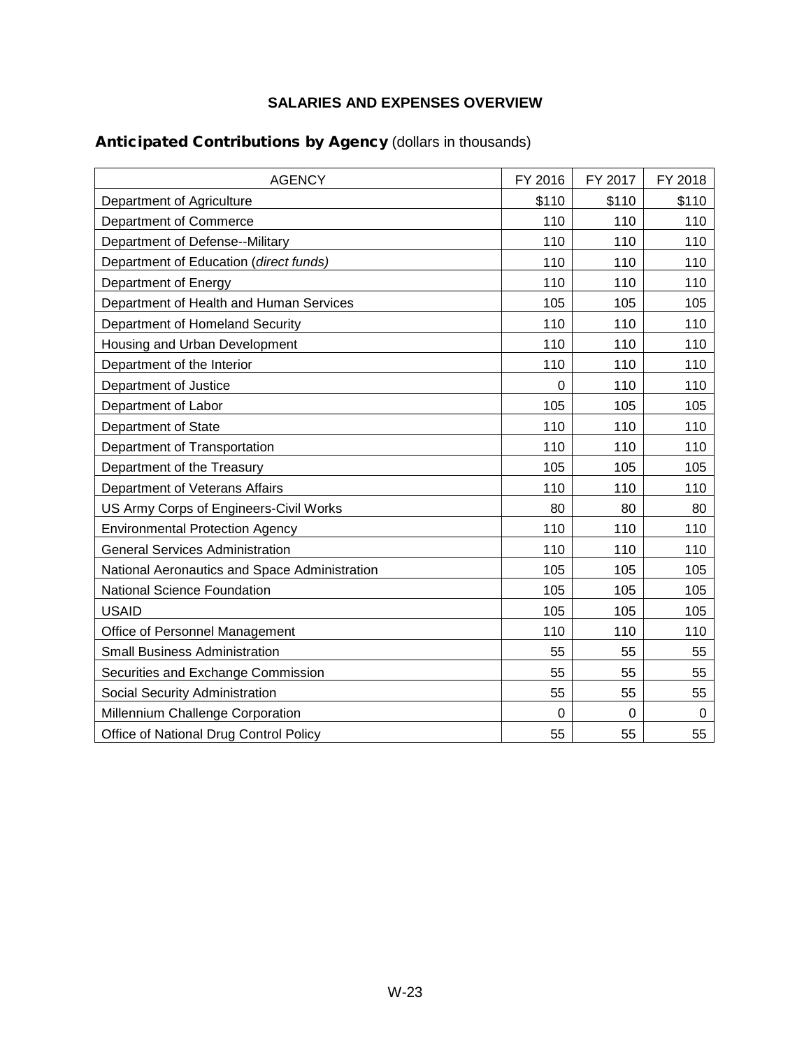## SALARIES AND EXPENSES OVERVIEW

### **Anticipated Contributions by Agency** (dollars in thousands)

| AGENCY | FY 2016 | FY 2017 | FY 2018 |
|---|---|---|---|
| Department of Agriculture | $110 | $110 | $110 |
| Department of Commerce | 110 | 110 | 110 |
| Department of Defense--Military | 110 | 110 | 110 |
| Department of Education (*direct funds)* | 110 | 110 | 110 |
| Department of Energy | 110 | 110 | 110 |
| Department of Health and Human Services | 105 | 105 | 105 |
| Department of Homeland Security | 110 | 110 | 110 |
| Housing and Urban Development | 110 | 110 | 110 |
| Department of the Interior | 110 | 110 | 110 |
| Department of Justice | 0 | 110 | 110 |
| Department of Labor | 105 | 105 | 105 |
| Department of State | 110 | 110 | 110 |
| Department of Transportation | 110 | 110 | 110 |
| Department of the Treasury | 105 | 105 | 105 |
| Department of Veterans Affairs | 110 | 110 | 110 |
| US Army Corps of Engineers-Civil Works | 80 | 80 | 80 |
| Environmental Protection Agency | 110 | 110 | 110 |
| General Services Administration | 110 | 110 | 110 |
| National Aeronautics and Space Administration | 105 | 105 | 105 |
| National Science Foundation | 105 | 105 | 105 |
| USAID | 105 | 105 | 105 |
| Office of Personnel Management | 110 | 110 | 110 |
| Small Business Administration | 55 | 55 | 55 |
| Securities and Exchange Commission | 55 | 55 | 55 |
| Social Security Administration | 55 | 55 | 55 |
| Millennium Challenge Corporation | 0 | 0 | 0 |
| Office of National Drug Control Policy | 55 | 55 | 55 |